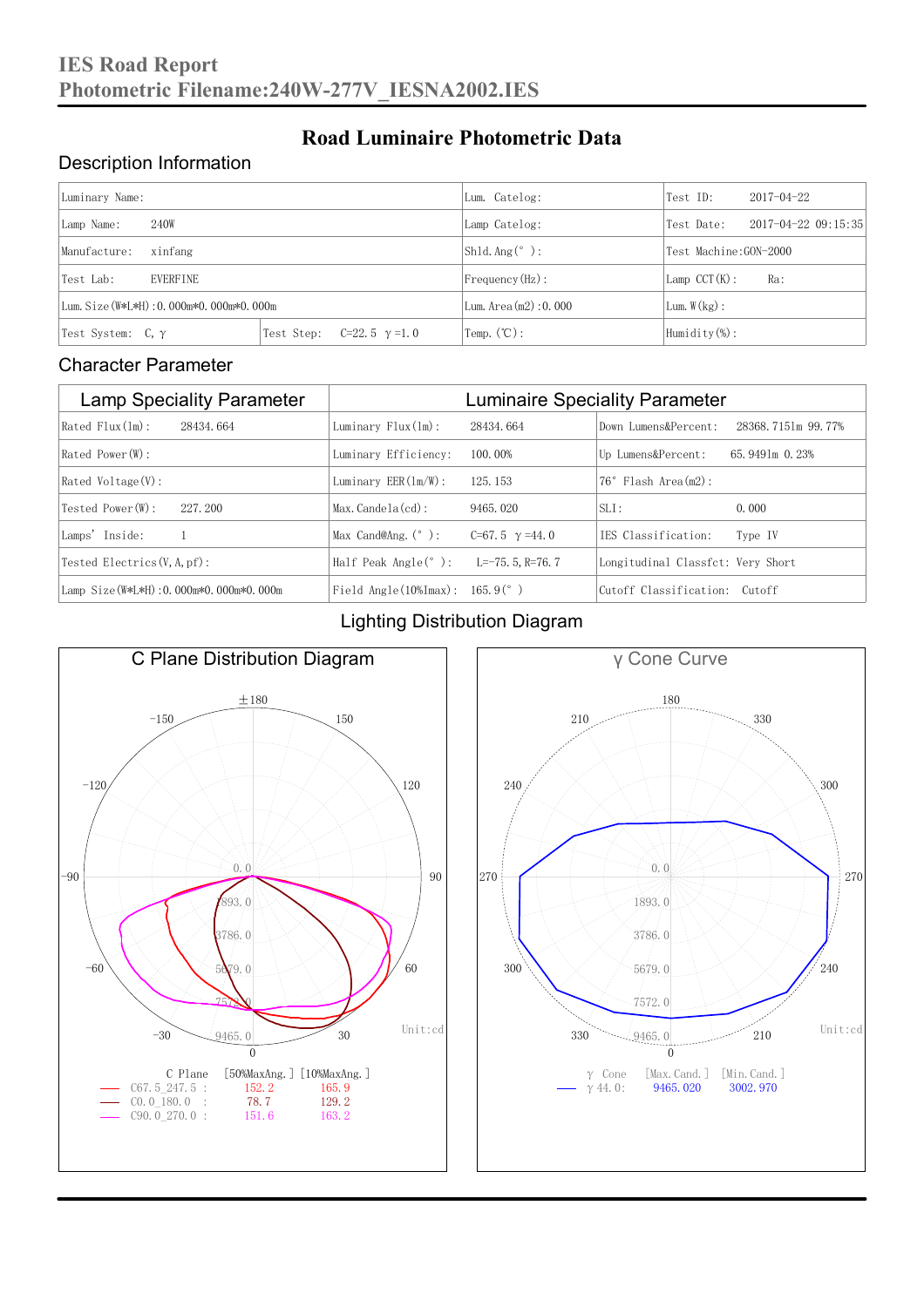# IES Road Report
## Photometric Filename:240W-277V_IESNA2002.IES

## Road Luminaire Photometric Data

### Description Information

| Luminary Name: | | Lum. Catelog: | Test ID: 2017-04-22 |
|---|---|---|---|
| Lamp Name: 240W | | Lamp Catelog: | Test Date: 2017-04-22 09:15:35 |
| Manufacture: xinfang | | Shld. Ang(°): | Test Machine:GON-2000 |
| Test Lab: EVERFINE | | Frequency(Hz): | Lamp CCT(K): Ra: |
| Lum. Size(W*L*H):0.000m*0.000m*0.000m | | Lum. Area(m2):0.000 | Lum. W(kg): |
| Test System: C, γ | Test Step: C=22.5 γ=1.0 | Temp. (℃): | Humidity(%): |

### Character Parameter

| Lamp Speciality Parameter | Luminaire Speciality Parameter | |
|---|---|---|
| Rated Flux(lm): 28434.664 | Luminary Flux(lm): 28434.664 | Down Lumens&Percent: 28368.7151m 99.77% |
| Rated Power(W): | Luminary Efficiency: 100.00% | Up Lumens&Percent: 65.9491m 0.23% |
| Rated Voltage(V): | Luminary EER(lm/W): 125.153 | 76° Flash Area(m2): |
| Tested Power(W): 227.200 | Max. Candela(cd): 9465.020 | SLI: 0.000 |
| Lamps' Inside: 1 | Max Cand@Ang. (°): C=67.5 γ=44.0 | IES Classification: Type IV |
| Tested Electrics(V, A, pf): | Half Peak Angle(°): L=-75.5, R=76.7 | Longitudinal Classfct: Very Short |
| Lamp Size(W*L*H):0.000m*0.000m*0.000m | Field Angle(10%Imax): 165.9(°) | Cutoff Classification: Cutoff |

### Lighting Distribution Diagram

**C Plane Distribution Diagram**

Unit:cd

| C Plane | [50%MaxAng.] | [10%MaxAng.] |
|---|---|---|
| C67.5_247.5 : | 152.2 | 165.9 |
| C0.0_180.0 : | 78.7 | 129.2 |
| C90.0_270.0 : | 151.6 | 163.2 |

**γ Cone Curve**

Unit:cd

| γ Cone | [Max. Cand.] | [Min. Cand.] |
|---|---|---|
| γ 44.0: | 9465.020 | 3002.970 |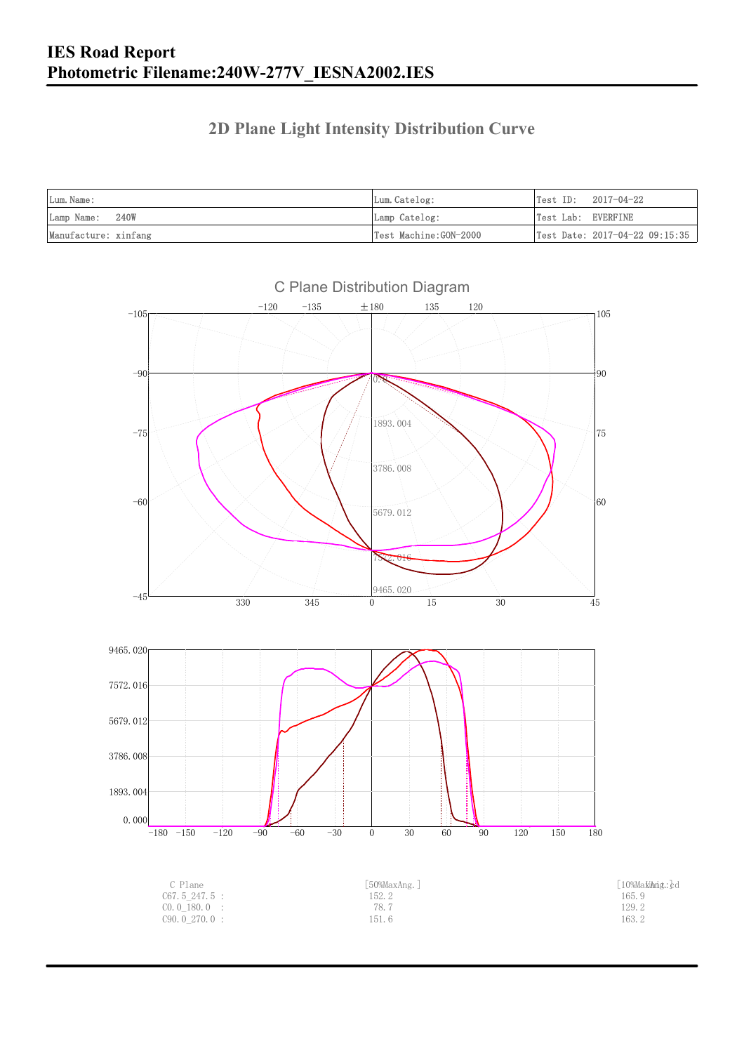# IES Road Report

# Photometric Filename:240W-277V_IESNA2002.IES

## 2D Plane Light Intensity Distribution Curve

| Lum. Name: | Lum. Catelog: | Test ID: 2017-04-22 |
|---|---|---|
| Lamp Name: 240W | Lamp Catelog: | Test Lab: EVERFINE |
| Manufacture: xinfang | Test Machine:GON-2000 | Test Date: 2017-04-22 09:15:35 |

C Plane Distribution Diagram

| C Plane | [50%MaxAng.] | [10%MaxAng.] |
|---|---|---|
| C67.5_247.5 : | 152.2 | 165.9 |
| C0.0_180.0 : | 78.7 | 129.2 |
| C90.0_270.0 : | 151.6 | 163.2 |

Unit: cd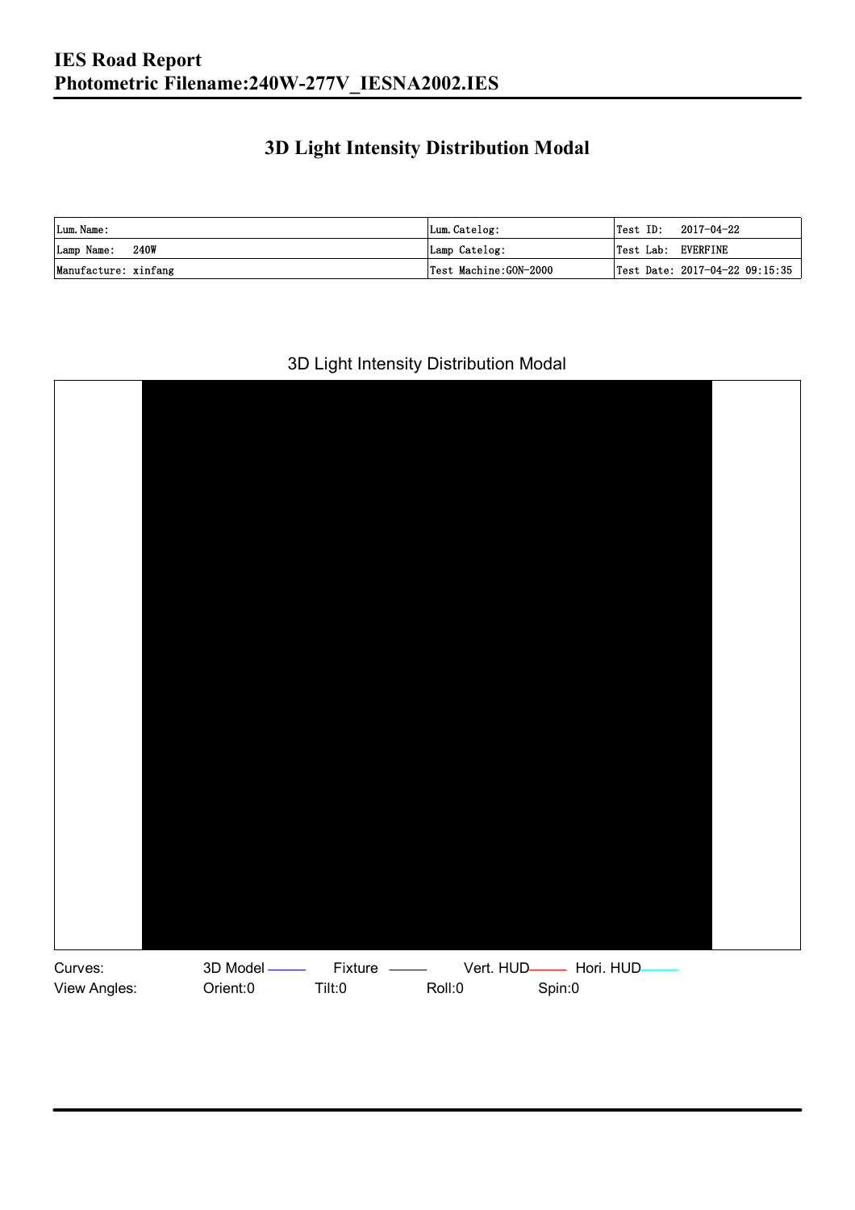## 3D Light Intensity Distribution Modal

| Lum. Name: | Lum. Catelog: | Test ID:  2017-04-22 |
|---|---|---|
| Lamp Name:  240W | Lamp Catelog: | Test Lab:  EVERFINE |
| Manufacture: xinfang | Test Machine:GON-2000 | Test Date: 2017-04-22 09:15:35 |

3D Light Intensity Distribution Modal

Curves: 3D Model Fixture Vert. HUD Hori. HUD

View Angles: Orient:0 Tilt:0 Roll:0 Spin:0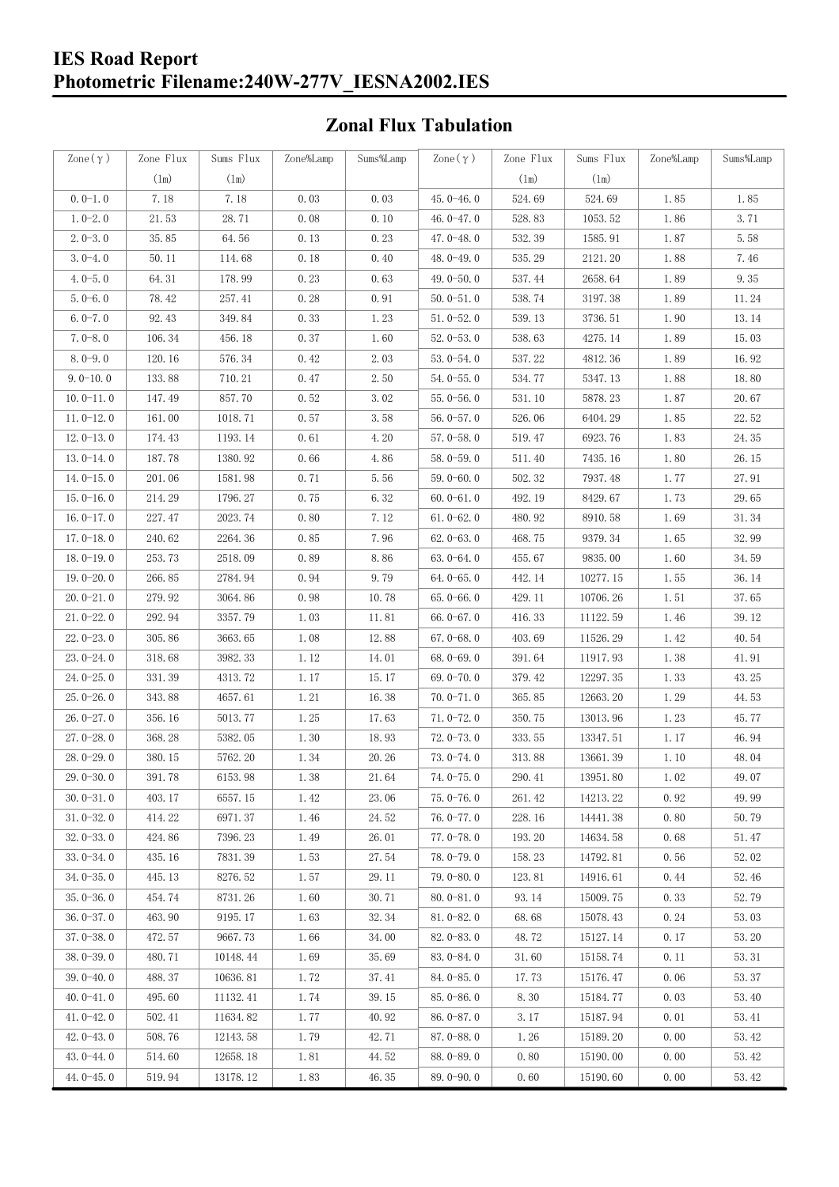## Zonal Flux Tabulation

| Zone(γ) | Zone Flux (lm) | Sums Flux (lm) | Zone%Lamp | Sums%Lamp | Zone(γ) | Zone Flux (lm) | Sums Flux (lm) | Zone%Lamp | Sums%Lamp |
|---|---|---|---|---|---|---|---|---|---|
| 0.0-1.0 | 7.18 | 7.18 | 0.03 | 0.03 | 45.0-46.0 | 524.69 | 524.69 | 1.85 | 1.85 |
| 1.0-2.0 | 21.53 | 28.71 | 0.08 | 0.10 | 46.0-47.0 | 528.83 | 1053.52 | 1.86 | 3.71 |
| 2.0-3.0 | 35.85 | 64.56 | 0.13 | 0.23 | 47.0-48.0 | 532.39 | 1585.91 | 1.87 | 5.58 |
| 3.0-4.0 | 50.11 | 114.68 | 0.18 | 0.40 | 48.0-49.0 | 535.29 | 2121.20 | 1.88 | 7.46 |
| 4.0-5.0 | 64.31 | 178.99 | 0.23 | 0.63 | 49.0-50.0 | 537.44 | 2658.64 | 1.89 | 9.35 |
| 5.0-6.0 | 78.42 | 257.41 | 0.28 | 0.91 | 50.0-51.0 | 538.74 | 3197.38 | 1.89 | 11.24 |
| 6.0-7.0 | 92.43 | 349.84 | 0.33 | 1.23 | 51.0-52.0 | 539.13 | 3736.51 | 1.90 | 13.14 |
| 7.0-8.0 | 106.34 | 456.18 | 0.37 | 1.60 | 52.0-53.0 | 538.63 | 4275.14 | 1.89 | 15.03 |
| 8.0-9.0 | 120.16 | 576.34 | 0.42 | 2.03 | 53.0-54.0 | 537.22 | 4812.36 | 1.89 | 16.92 |
| 9.0-10.0 | 133.88 | 710.21 | 0.47 | 2.50 | 54.0-55.0 | 534.77 | 5347.13 | 1.88 | 18.80 |
| 10.0-11.0 | 147.49 | 857.70 | 0.52 | 3.02 | 55.0-56.0 | 531.10 | 5878.23 | 1.87 | 20.67 |
| 11.0-12.0 | 161.00 | 1018.71 | 0.57 | 3.58 | 56.0-57.0 | 526.06 | 6404.29 | 1.85 | 22.52 |
| 12.0-13.0 | 174.43 | 1193.14 | 0.61 | 4.20 | 57.0-58.0 | 519.47 | 6923.76 | 1.83 | 24.35 |
| 13.0-14.0 | 187.78 | 1380.92 | 0.66 | 4.86 | 58.0-59.0 | 511.40 | 7435.16 | 1.80 | 26.15 |
| 14.0-15.0 | 201.06 | 1581.98 | 0.71 | 5.56 | 59.0-60.0 | 502.32 | 7937.48 | 1.77 | 27.91 |
| 15.0-16.0 | 214.29 | 1796.27 | 0.75 | 6.32 | 60.0-61.0 | 492.19 | 8429.67 | 1.73 | 29.65 |
| 16.0-17.0 | 227.47 | 2023.74 | 0.80 | 7.12 | 61.0-62.0 | 480.92 | 8910.58 | 1.69 | 31.34 |
| 17.0-18.0 | 240.62 | 2264.36 | 0.85 | 7.96 | 62.0-63.0 | 468.75 | 9379.34 | 1.65 | 32.99 |
| 18.0-19.0 | 253.73 | 2518.09 | 0.89 | 8.86 | 63.0-64.0 | 455.67 | 9835.00 | 1.60 | 34.59 |
| 19.0-20.0 | 266.85 | 2784.94 | 0.94 | 9.79 | 64.0-65.0 | 442.14 | 10277.15 | 1.55 | 36.14 |
| 20.0-21.0 | 279.92 | 3064.86 | 0.98 | 10.78 | 65.0-66.0 | 429.11 | 10706.26 | 1.51 | 37.65 |
| 21.0-22.0 | 292.94 | 3357.79 | 1.03 | 11.81 | 66.0-67.0 | 416.33 | 11122.59 | 1.46 | 39.12 |
| 22.0-23.0 | 305.86 | 3663.65 | 1.08 | 12.88 | 67.0-68.0 | 403.69 | 11526.29 | 1.42 | 40.54 |
| 23.0-24.0 | 318.68 | 3982.33 | 1.12 | 14.01 | 68.0-69.0 | 391.64 | 11917.93 | 1.38 | 41.91 |
| 24.0-25.0 | 331.39 | 4313.72 | 1.17 | 15.17 | 69.0-70.0 | 379.42 | 12297.35 | 1.33 | 43.25 |
| 25.0-26.0 | 343.88 | 4657.61 | 1.21 | 16.38 | 70.0-71.0 | 365.85 | 12663.20 | 1.29 | 44.53 |
| 26.0-27.0 | 356.16 | 5013.77 | 1.25 | 17.63 | 71.0-72.0 | 350.75 | 13013.96 | 1.23 | 45.77 |
| 27.0-28.0 | 368.28 | 5382.05 | 1.30 | 18.93 | 72.0-73.0 | 333.55 | 13347.51 | 1.17 | 46.94 |
| 28.0-29.0 | 380.15 | 5762.20 | 1.34 | 20.26 | 73.0-74.0 | 313.88 | 13661.39 | 1.10 | 48.04 |
| 29.0-30.0 | 391.78 | 6153.98 | 1.38 | 21.64 | 74.0-75.0 | 290.41 | 13951.80 | 1.02 | 49.07 |
| 30.0-31.0 | 403.17 | 6557.15 | 1.42 | 23.06 | 75.0-76.0 | 261.42 | 14213.22 | 0.92 | 49.99 |
| 31.0-32.0 | 414.22 | 6971.37 | 1.46 | 24.52 | 76.0-77.0 | 228.16 | 14441.38 | 0.80 | 50.79 |
| 32.0-33.0 | 424.86 | 7396.23 | 1.49 | 26.01 | 77.0-78.0 | 193.20 | 14634.58 | 0.68 | 51.47 |
| 33.0-34.0 | 435.16 | 7831.39 | 1.53 | 27.54 | 78.0-79.0 | 158.23 | 14792.81 | 0.56 | 52.02 |
| 34.0-35.0 | 445.13 | 8276.52 | 1.57 | 29.11 | 79.0-80.0 | 123.81 | 14916.61 | 0.44 | 52.46 |
| 35.0-36.0 | 454.74 | 8731.26 | 1.60 | 30.71 | 80.0-81.0 | 93.14 | 15009.75 | 0.33 | 52.79 |
| 36.0-37.0 | 463.90 | 9195.17 | 1.63 | 32.34 | 81.0-82.0 | 68.68 | 15078.43 | 0.24 | 53.03 |
| 37.0-38.0 | 472.57 | 9667.73 | 1.66 | 34.00 | 82.0-83.0 | 48.72 | 15127.14 | 0.17 | 53.20 |
| 38.0-39.0 | 480.71 | 10148.44 | 1.69 | 35.69 | 83.0-84.0 | 31.60 | 15158.74 | 0.11 | 53.31 |
| 39.0-40.0 | 488.37 | 10636.81 | 1.72 | 37.41 | 84.0-85.0 | 17.73 | 15176.47 | 0.06 | 53.37 |
| 40.0-41.0 | 495.60 | 11132.41 | 1.74 | 39.15 | 85.0-86.0 | 8.30 | 15184.77 | 0.03 | 53.40 |
| 41.0-42.0 | 502.41 | 11634.82 | 1.77 | 40.92 | 86.0-87.0 | 3.17 | 15187.94 | 0.01 | 53.41 |
| 42.0-43.0 | 508.76 | 12143.58 | 1.79 | 42.71 | 87.0-88.0 | 1.26 | 15189.20 | 0.00 | 53.42 |
| 43.0-44.0 | 514.60 | 12658.18 | 1.81 | 44.52 | 88.0-89.0 | 0.80 | 15190.00 | 0.00 | 53.42 |
| 44.0-45.0 | 519.94 | 13178.12 | 1.83 | 46.35 | 89.0-90.0 | 0.60 | 15190.60 | 0.00 | 53.42 |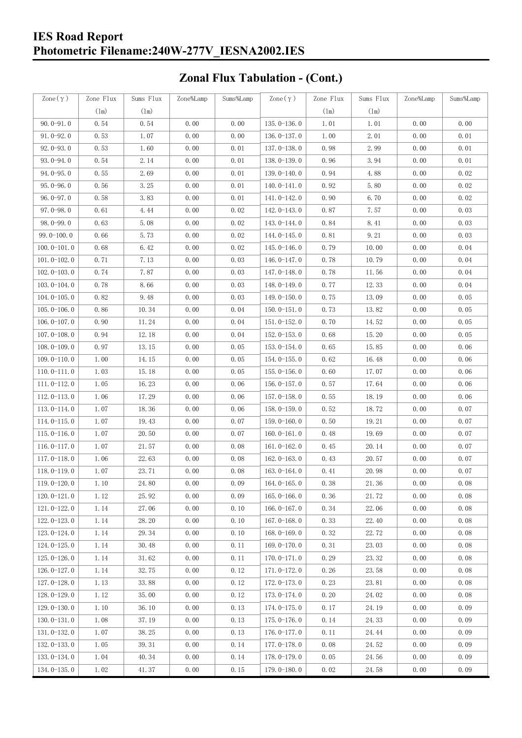# Zonal Flux Tabulation - (Cont.)

| Zone(γ) | Zone Flux (lm) | Sums Flux (lm) | Zone%Lamp | Sums%Lamp | Zone(γ) | Zone Flux (lm) | Sums Flux (lm) | Zone%Lamp | Sums%Lamp |
|---|---|---|---|---|---|---|---|---|---|
| 90.0-91.0 | 0.54 | 0.54 | 0.00 | 0.00 | 135.0-136.0 | 1.01 | 1.01 | 0.00 | 0.00 |
| 91.0-92.0 | 0.53 | 1.07 | 0.00 | 0.00 | 136.0-137.0 | 1.00 | 2.01 | 0.00 | 0.01 |
| 92.0-93.0 | 0.53 | 1.60 | 0.00 | 0.01 | 137.0-138.0 | 0.98 | 2.99 | 0.00 | 0.01 |
| 93.0-94.0 | 0.54 | 2.14 | 0.00 | 0.01 | 138.0-139.0 | 0.96 | 3.94 | 0.00 | 0.01 |
| 94.0-95.0 | 0.55 | 2.69 | 0.00 | 0.01 | 139.0-140.0 | 0.94 | 4.88 | 0.00 | 0.02 |
| 95.0-96.0 | 0.56 | 3.25 | 0.00 | 0.01 | 140.0-141.0 | 0.92 | 5.80 | 0.00 | 0.02 |
| 96.0-97.0 | 0.58 | 3.83 | 0.00 | 0.01 | 141.0-142.0 | 0.90 | 6.70 | 0.00 | 0.02 |
| 97.0-98.0 | 0.61 | 4.44 | 0.00 | 0.02 | 142.0-143.0 | 0.87 | 7.57 | 0.00 | 0.03 |
| 98.0-99.0 | 0.63 | 5.08 | 0.00 | 0.02 | 143.0-144.0 | 0.84 | 8.41 | 0.00 | 0.03 |
| 99.0-100.0 | 0.66 | 5.73 | 0.00 | 0.02 | 144.0-145.0 | 0.81 | 9.21 | 0.00 | 0.03 |
| 100.0-101.0 | 0.68 | 6.42 | 0.00 | 0.02 | 145.0-146.0 | 0.79 | 10.00 | 0.00 | 0.04 |
| 101.0-102.0 | 0.71 | 7.13 | 0.00 | 0.03 | 146.0-147.0 | 0.78 | 10.79 | 0.00 | 0.04 |
| 102.0-103.0 | 0.74 | 7.87 | 0.00 | 0.03 | 147.0-148.0 | 0.78 | 11.56 | 0.00 | 0.04 |
| 103.0-104.0 | 0.78 | 8.66 | 0.00 | 0.03 | 148.0-149.0 | 0.77 | 12.33 | 0.00 | 0.04 |
| 104.0-105.0 | 0.82 | 9.48 | 0.00 | 0.03 | 149.0-150.0 | 0.75 | 13.09 | 0.00 | 0.05 |
| 105.0-106.0 | 0.86 | 10.34 | 0.00 | 0.04 | 150.0-151.0 | 0.73 | 13.82 | 0.00 | 0.05 |
| 106.0-107.0 | 0.90 | 11.24 | 0.00 | 0.04 | 151.0-152.0 | 0.70 | 14.52 | 0.00 | 0.05 |
| 107.0-108.0 | 0.94 | 12.18 | 0.00 | 0.04 | 152.0-153.0 | 0.68 | 15.20 | 0.00 | 0.05 |
| 108.0-109.0 | 0.97 | 13.15 | 0.00 | 0.05 | 153.0-154.0 | 0.65 | 15.85 | 0.00 | 0.06 |
| 109.0-110.0 | 1.00 | 14.15 | 0.00 | 0.05 | 154.0-155.0 | 0.62 | 16.48 | 0.00 | 0.06 |
| 110.0-111.0 | 1.03 | 15.18 | 0.00 | 0.05 | 155.0-156.0 | 0.60 | 17.07 | 0.00 | 0.06 |
| 111.0-112.0 | 1.05 | 16.23 | 0.00 | 0.06 | 156.0-157.0 | 0.57 | 17.64 | 0.00 | 0.06 |
| 112.0-113.0 | 1.06 | 17.29 | 0.00 | 0.06 | 157.0-158.0 | 0.55 | 18.19 | 0.00 | 0.06 |
| 113.0-114.0 | 1.07 | 18.36 | 0.00 | 0.06 | 158.0-159.0 | 0.52 | 18.72 | 0.00 | 0.07 |
| 114.0-115.0 | 1.07 | 19.43 | 0.00 | 0.07 | 159.0-160.0 | 0.50 | 19.21 | 0.00 | 0.07 |
| 115.0-116.0 | 1.07 | 20.50 | 0.00 | 0.07 | 160.0-161.0 | 0.48 | 19.69 | 0.00 | 0.07 |
| 116.0-117.0 | 1.07 | 21.57 | 0.00 | 0.08 | 161.0-162.0 | 0.45 | 20.14 | 0.00 | 0.07 |
| 117.0-118.0 | 1.06 | 22.63 | 0.00 | 0.08 | 162.0-163.0 | 0.43 | 20.57 | 0.00 | 0.07 |
| 118.0-119.0 | 1.07 | 23.71 | 0.00 | 0.08 | 163.0-164.0 | 0.41 | 20.98 | 0.00 | 0.07 |
| 119.0-120.0 | 1.10 | 24.80 | 0.00 | 0.09 | 164.0-165.0 | 0.38 | 21.36 | 0.00 | 0.08 |
| 120.0-121.0 | 1.12 | 25.92 | 0.00 | 0.09 | 165.0-166.0 | 0.36 | 21.72 | 0.00 | 0.08 |
| 121.0-122.0 | 1.14 | 27.06 | 0.00 | 0.10 | 166.0-167.0 | 0.34 | 22.06 | 0.00 | 0.08 |
| 122.0-123.0 | 1.14 | 28.20 | 0.00 | 0.10 | 167.0-168.0 | 0.33 | 22.40 | 0.00 | 0.08 |
| 123.0-124.0 | 1.14 | 29.34 | 0.00 | 0.10 | 168.0-169.0 | 0.32 | 22.72 | 0.00 | 0.08 |
| 124.0-125.0 | 1.14 | 30.48 | 0.00 | 0.11 | 169.0-170.0 | 0.31 | 23.03 | 0.00 | 0.08 |
| 125.0-126.0 | 1.14 | 31.62 | 0.00 | 0.11 | 170.0-171.0 | 0.29 | 23.32 | 0.00 | 0.08 |
| 126.0-127.0 | 1.14 | 32.75 | 0.00 | 0.12 | 171.0-172.0 | 0.26 | 23.58 | 0.00 | 0.08 |
| 127.0-128.0 | 1.13 | 33.88 | 0.00 | 0.12 | 172.0-173.0 | 0.23 | 23.81 | 0.00 | 0.08 |
| 128.0-129.0 | 1.12 | 35.00 | 0.00 | 0.12 | 173.0-174.0 | 0.20 | 24.02 | 0.00 | 0.08 |
| 129.0-130.0 | 1.10 | 36.10 | 0.00 | 0.13 | 174.0-175.0 | 0.17 | 24.19 | 0.00 | 0.09 |
| 130.0-131.0 | 1.08 | 37.19 | 0.00 | 0.13 | 175.0-176.0 | 0.14 | 24.33 | 0.00 | 0.09 |
| 131.0-132.0 | 1.07 | 38.25 | 0.00 | 0.13 | 176.0-177.0 | 0.11 | 24.44 | 0.00 | 0.09 |
| 132.0-133.0 | 1.05 | 39.31 | 0.00 | 0.14 | 177.0-178.0 | 0.08 | 24.52 | 0.00 | 0.09 |
| 133.0-134.0 | 1.04 | 40.34 | 0.00 | 0.14 | 178.0-179.0 | 0.05 | 24.56 | 0.00 | 0.09 |
| 134.0-135.0 | 1.02 | 41.37 | 0.00 | 0.15 | 179.0-180.0 | 0.02 | 24.58 | 0.00 | 0.09 |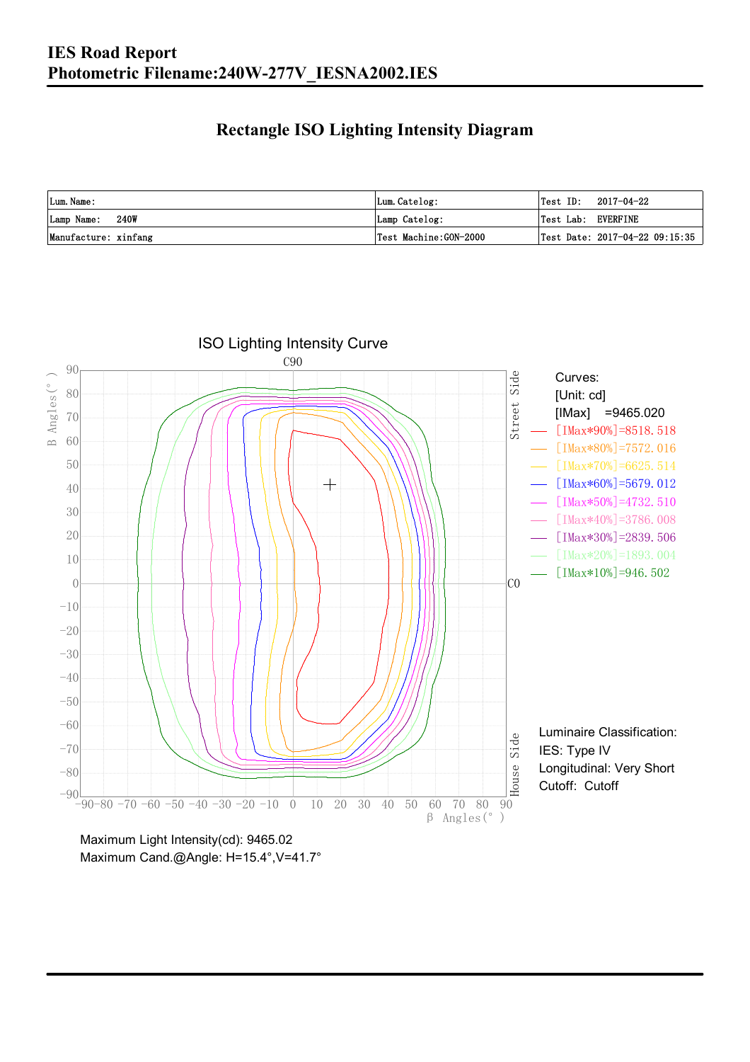# IES Road Report
# Photometric Filename:240W-277V_IESNA2002.IES

## Rectangle ISO Lighting Intensity Diagram

| Lum. Name: | Lum. Catelog: | Test ID: 2017-04-22 |
|---|---|---|
| Lamp Name: 240W | Lamp Catelog: | Test Lab: EVERFINE |
| Manufacture: xinfang | Test Machine:GON-2000 | Test Date: 2017-04-22 09:15:35 |

ISO Lighting Intensity Curve

Curves:
[Unit: cd]
[IMax] =9465.020
[IMax*90%]=8518.518
[IMax*80%]=7572.016
[IMax*70%]=6625.514
[IMax*60%]=5679.012
[IMax*50%]=4732.510
[IMax*40%]=3786.008
[IMax*30%]=2839.506
[IMax*20%]=1893.004
[IMax*10%]=946.502

Luminaire Classification:
IES: Type IV
Longitudinal: Very Short
Cutoff: Cutoff

Maximum Light Intensity(cd): 9465.02
Maximum Cand.@Angle: H=15.4°,V=41.7°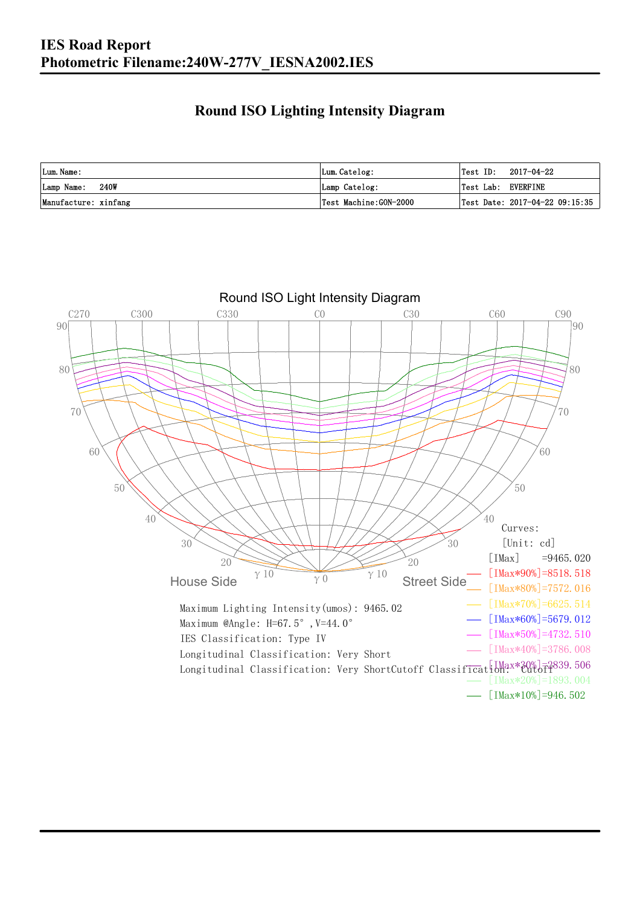# IES Road Report
## Photometric Filename:240W-277V_IESNA2002.IES

## Round ISO Lighting Intensity Diagram

| Lum.Name: | Lum.Catelog: | Test ID: 2017-04-22 |
|---|---|---|
| Lamp Name: 240W | Lamp Catelog: | Test Lab: EVERFINE |
| Manufacture: xinfang | Test Machine:GON-2000 | Test Date: 2017-04-22 09:15:35 |

Round ISO Light Intensity Diagram

Curves:
[Unit: cd]
[IMax] =9465.020
[IMax*90%]=8518.518
[IMax*80%]=7572.016
[IMax*70%]=6625.514
[IMax*60%]=5679.012
[IMax*50%]=4732.510
[IMax*40%]=3786.008
[IMax*30%]=2839.506
[IMax*20%]=1893.004
[IMax*10%]=946.502

Maximum Lighting Intensity(umos): 9465.02
Maximum @Angle: H=67.5°,V=44.0°
IES Classification: Type IV
Longitudinal Classification: Very Short
Longitudinal Classification: Very ShortCutoff Classification: Cutoff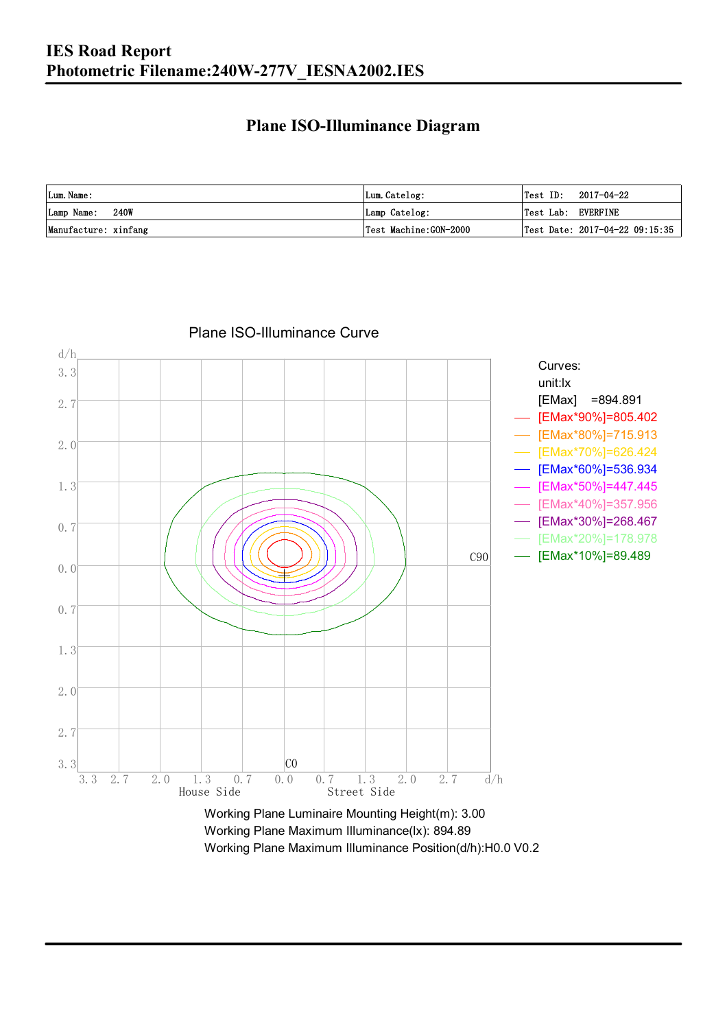# IES Road Report

## Photometric Filename:240W-277V_IESNA2002.IES

## Plane ISO-Illuminance Diagram

| Lum. Name: | Lum. Catelog: | Test ID: 2017-04-22 |
|---|---|---|
| Lamp Name: 240W | Lamp Catelog: | Test Lab: EVERFINE |
| Manufacture: xinfang | Test Machine:GON-2000 | Test Date: 2017-04-22 09:15:35 |

Plane ISO-Illuminance Curve

Curves:
unit:lx
[EMax] =894.891
[EMax*90%]=805.402
[EMax*80%]=715.913
[EMax*70%]=626.424
[EMax*60%]=536.934
[EMax*50%]=447.445
[EMax*40%]=357.956
[EMax*30%]=268.467
[EMax*20%]=178.978
[EMax*10%]=89.489

Working Plane Luminaire Mounting Height(m): 3.00
Working Plane Maximum Illuminance(lx): 894.89
Working Plane Maximum Illuminance Position(d/h):H0.0 V0.2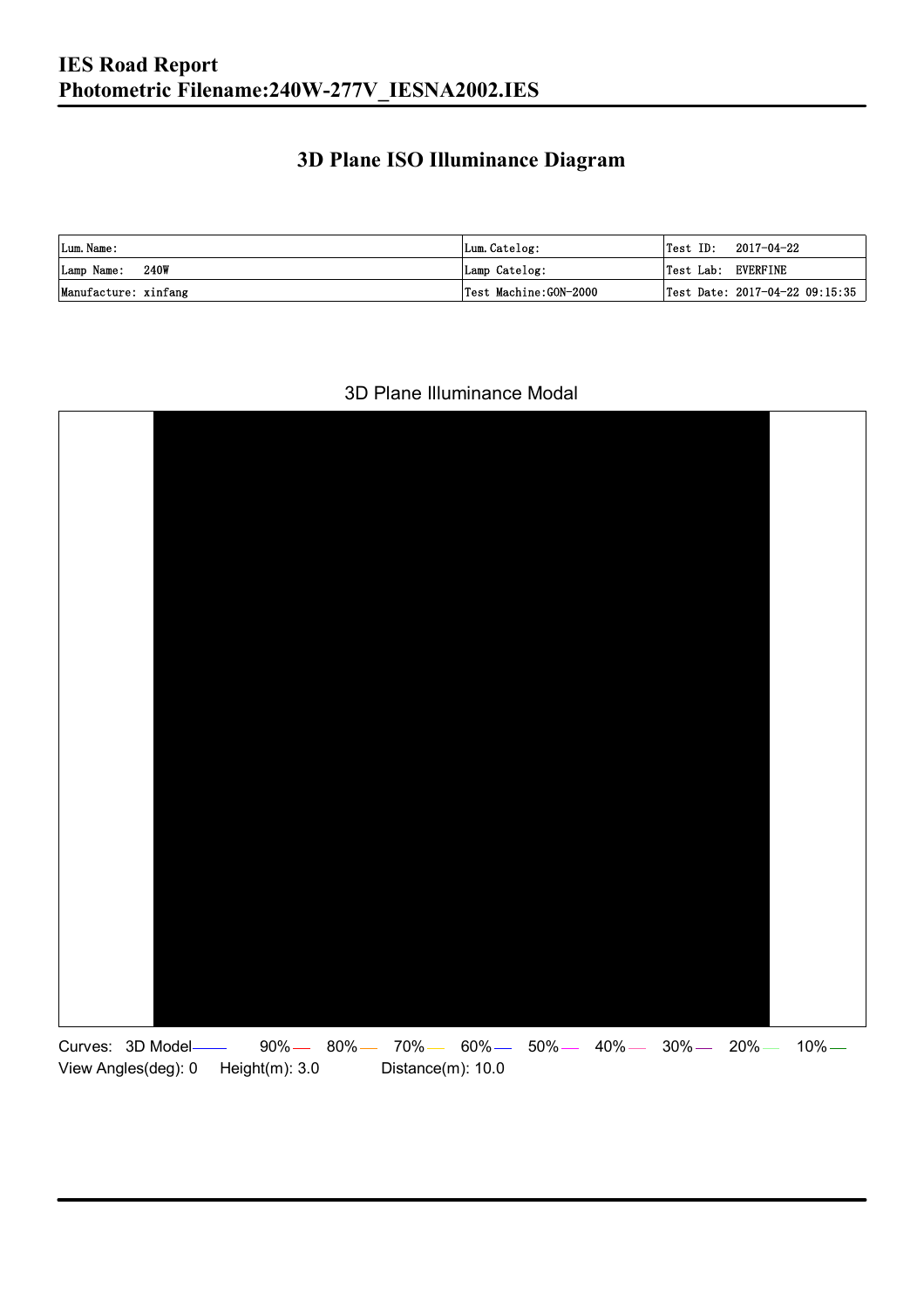# IES Road Report
## Photometric Filename:240W-277V_IESNA2002.IES

## 3D Plane ISO Illuminance Diagram

| Lum.Name: | Lum.Catelog: | Test ID: 2017-04-22 |
|---|---|---|
| Lamp Name: 240W | Lamp Catelog: | Test Lab: EVERFINE |
| Manufacture: xinfang | Test Machine:GON-2000 | Test Date: 2017-04-22 09:15:35 |

3D Plane Illuminance Modal

Curves: 3D Model 90% 80% 70% 60% 50% 40% 30% 20% 10%

View Angles(deg): 0 Height(m): 3.0 Distance(m): 10.0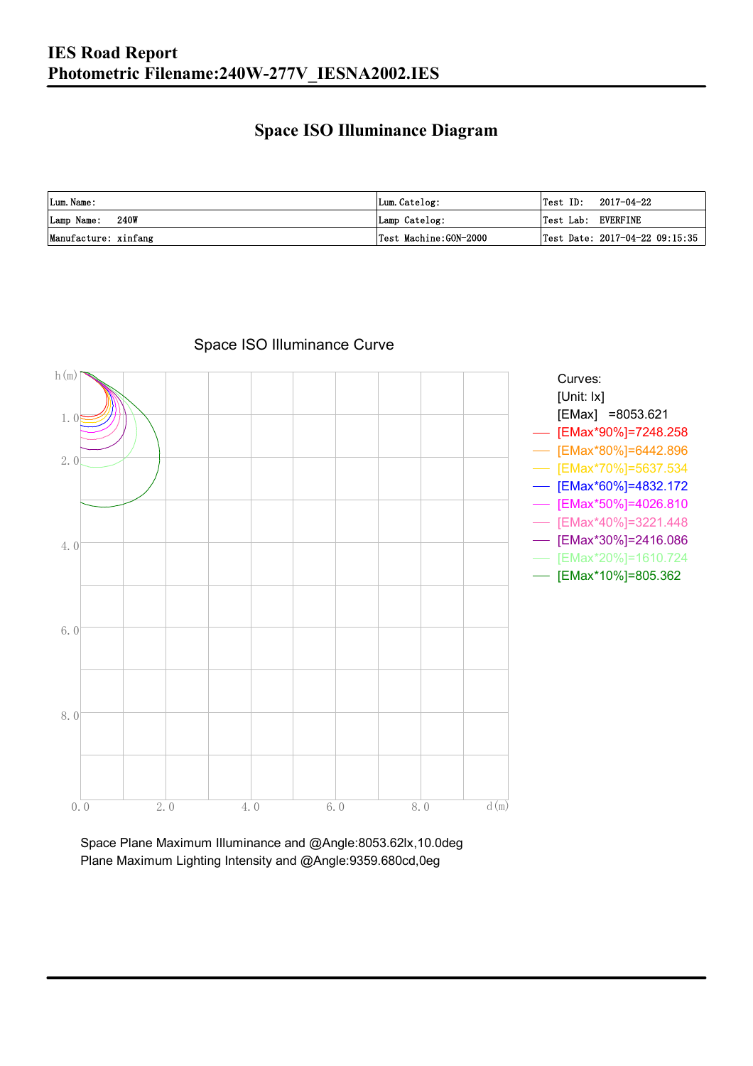# IES Road Report
# Photometric Filename:240W-277V_IESNA2002.IES

## Space ISO Illuminance Diagram

| Lum. Name: | Lum. Catelog: | Test ID: 2017-04-22 |
|---|---|---|
| Lamp Name: 240W | Lamp Catelog: | Test Lab: EVERFINE |
| Manufacture: xinfang | Test Machine:GON-2000 | Test Date: 2017-04-22 09:15:35 |

Space ISO Illuminance Curve

h(m)

1.0
2.0
4.0
6.0
8.0

0.0 2.0 4.0 6.0 8.0 d(m)

Curves:
[Unit: lx]
[EMax] =8053.621
[EMax*90%]=7248.258
[EMax*80%]=6442.896
[EMax*70%]=5637.534
[EMax*60%]=4832.172
[EMax*50%]=4026.810
[EMax*40%]=3221.448
[EMax*30%]=2416.086
[EMax*20%]=1610.724
[EMax*10%]=805.362

Space Plane Maximum Illuminance and @Angle:8053.62lx,10.0deg
Plane Maximum Lighting Intensity and @Angle:9359.680cd,0eg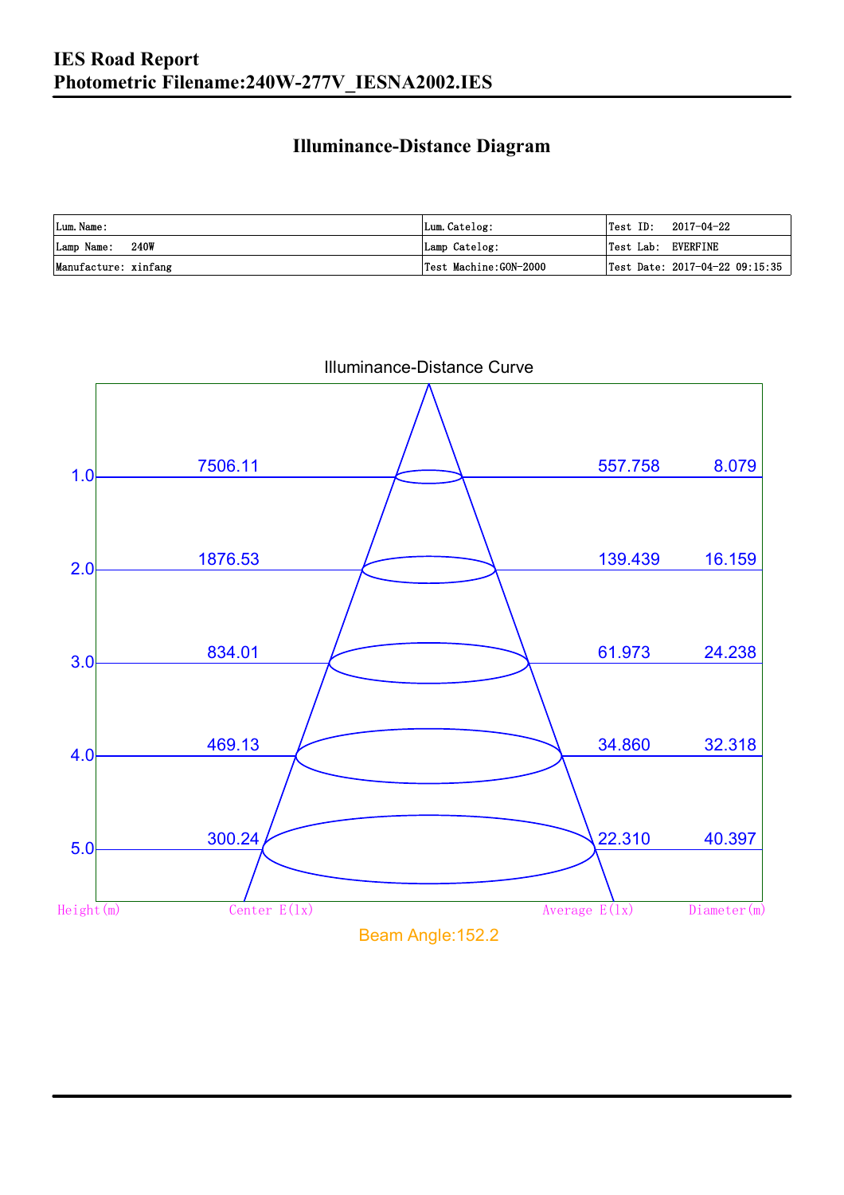# IES Road Report
## Photometric Filename:240W-277V_IESNA2002.IES

### Illuminance-Distance Diagram

| Lum.Name: | Lum.Catelog: | Test ID: 2017-04-22 |
|---|---|---|
| Lamp Name: 240W | Lamp Catelog: | Test Lab: EVERFINE |
| Manufacture: xinfang | Test Machine:GON-2000 | Test Date: 2017-04-22 09:15:35 |

Illuminance-Distance Curve

| Height(m) | Center E(lx) | Average E(lx) | Diameter(m) |
|---|---|---|---|
| 1.0 | 7506.11 | 557.758 | 8.079 |
| 2.0 | 1876.53 | 139.439 | 16.159 |
| 3.0 | 834.01 | 61.973 | 24.238 |
| 4.0 | 469.13 | 34.860 | 32.318 |
| 5.0 | 300.24 | 22.310 | 40.397 |

Beam Angle:152.2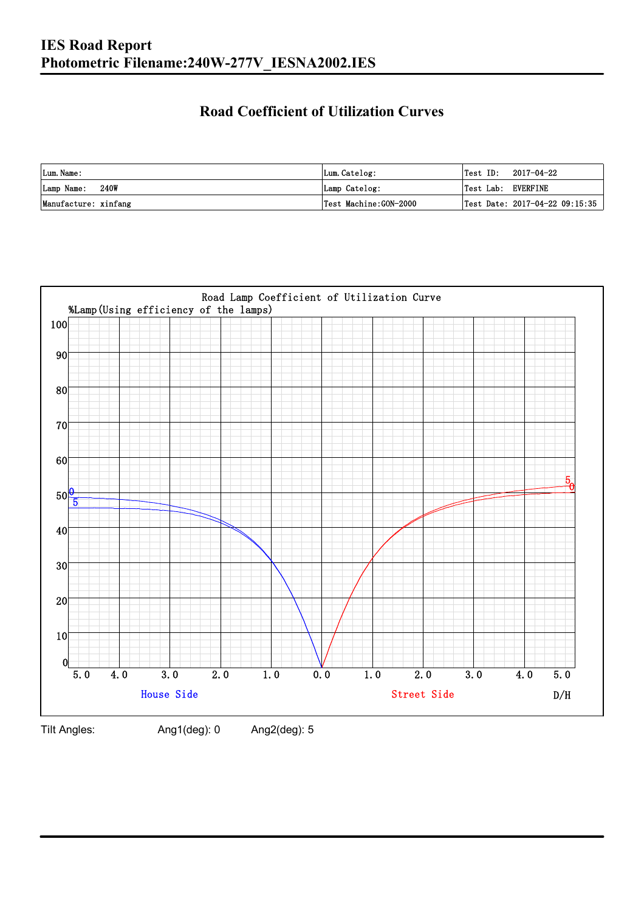# IES Road Report
# Photometric Filename:240W-277V_IESNA2002.IES

## Road Coefficient of Utilization Curves

| Lum. Name: | Lum. Catelog: | Test ID: 2017-04-22 |
|---|---|---|
| Lamp Name: 240W | Lamp Catelog: | Test Lab: EVERFINE |
| Manufacture: xinfang | Test Machine:GON-2000 | Test Date: 2017-04-22 09:15:35 |

Road Lamp Coefficient of Utilization Curve

%Lamp(Using efficiency of the lamps)

House Side | Street Side | D/H

Tilt Angles: Ang1(deg): 0 Ang2(deg): 5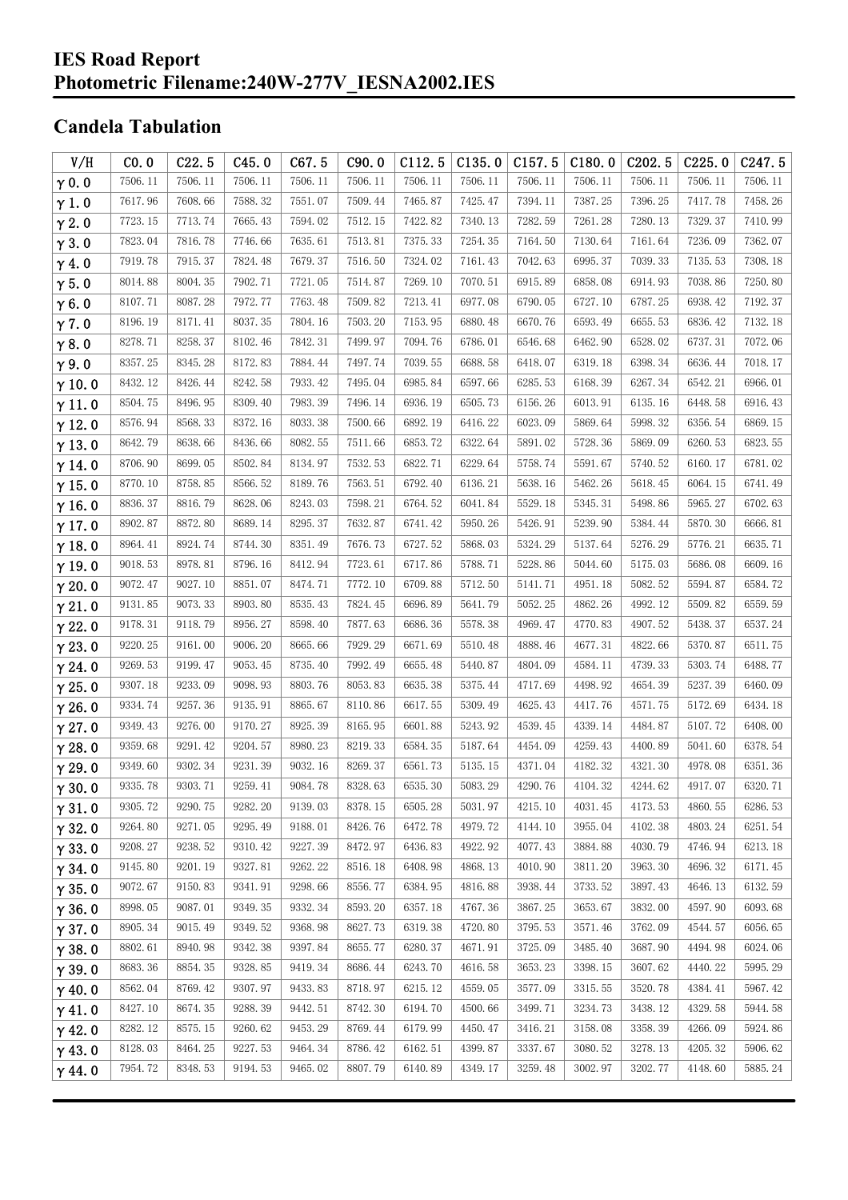# IES Road Report
# Photometric Filename:240W-277V_IESNA2002.IES

## Candela Tabulation

| V/H | C0.0 | C22.5 | C45.0 | C67.5 | C90.0 | C112.5 | C135.0 | C157.5 | C180.0 | C202.5 | C225.0 | C247.5 |
|---|---|---|---|---|---|---|---|---|---|---|---|---|
| γ0.0 | 7506.11 | 7506.11 | 7506.11 | 7506.11 | 7506.11 | 7506.11 | 7506.11 | 7506.11 | 7506.11 | 7506.11 | 7506.11 | 7506.11 |
| γ1.0 | 7617.96 | 7608.66 | 7588.32 | 7551.07 | 7509.44 | 7465.87 | 7425.47 | 7394.11 | 7387.25 | 7396.25 | 7417.78 | 7458.26 |
| γ2.0 | 7723.15 | 7713.74 | 7665.43 | 7594.02 | 7512.15 | 7422.82 | 7340.13 | 7282.59 | 7261.28 | 7280.13 | 7329.37 | 7410.99 |
| γ3.0 | 7823.04 | 7816.78 | 7746.66 | 7635.61 | 7513.81 | 7375.33 | 7254.35 | 7164.50 | 7130.64 | 7161.64 | 7236.09 | 7362.07 |
| γ4.0 | 7919.78 | 7915.37 | 7824.48 | 7679.37 | 7516.50 | 7324.02 | 7161.43 | 7042.63 | 6995.37 | 7039.33 | 7135.53 | 7308.18 |
| γ5.0 | 8014.88 | 8004.35 | 7902.71 | 7721.05 | 7514.87 | 7269.10 | 7070.51 | 6915.89 | 6858.08 | 6914.93 | 7038.86 | 7250.80 |
| γ6.0 | 8107.71 | 8087.28 | 7972.77 | 7763.48 | 7509.82 | 7213.41 | 6977.08 | 6790.05 | 6727.10 | 6787.25 | 6938.42 | 7192.37 |
| γ7.0 | 8196.19 | 8171.41 | 8037.35 | 7804.16 | 7503.20 | 7153.95 | 6880.48 | 6670.76 | 6593.49 | 6655.53 | 6836.42 | 7132.18 |
| γ8.0 | 8278.71 | 8258.37 | 8102.46 | 7842.31 | 7499.97 | 7094.76 | 6786.01 | 6546.68 | 6462.90 | 6528.02 | 6737.31 | 7072.06 |
| γ9.0 | 8357.25 | 8345.28 | 8172.83 | 7884.44 | 7497.74 | 7039.55 | 6688.58 | 6418.07 | 6319.18 | 6398.34 | 6636.44 | 7018.17 |
| γ10.0 | 8432.12 | 8426.44 | 8242.58 | 7933.42 | 7495.04 | 6985.84 | 6597.66 | 6285.53 | 6168.39 | 6267.34 | 6542.21 | 6966.01 |
| γ11.0 | 8504.75 | 8496.95 | 8309.40 | 7983.39 | 7496.14 | 6936.19 | 6505.73 | 6156.26 | 6013.91 | 6135.16 | 6448.58 | 6916.43 |
| γ12.0 | 8576.94 | 8568.33 | 8372.16 | 8033.38 | 7500.66 | 6892.19 | 6416.22 | 6023.09 | 5869.64 | 5998.32 | 6356.54 | 6869.15 |
| γ13.0 | 8642.79 | 8638.66 | 8436.66 | 8082.55 | 7511.66 | 6853.72 | 6322.64 | 5891.02 | 5728.36 | 5869.09 | 6260.53 | 6823.55 |
| γ14.0 | 8706.90 | 8699.05 | 8502.84 | 8134.97 | 7532.53 | 6822.71 | 6229.64 | 5758.74 | 5591.67 | 5740.52 | 6160.17 | 6781.02 |
| γ15.0 | 8770.10 | 8758.85 | 8566.52 | 8189.76 | 7563.51 | 6792.40 | 6136.21 | 5638.16 | 5462.26 | 5618.45 | 6064.15 | 6741.49 |
| γ16.0 | 8836.37 | 8816.79 | 8628.06 | 8243.03 | 7598.21 | 6764.52 | 6041.84 | 5529.18 | 5345.31 | 5498.86 | 5965.27 | 6702.63 |
| γ17.0 | 8902.87 | 8872.80 | 8689.14 | 8295.37 | 7632.87 | 6741.42 | 5950.26 | 5426.91 | 5239.90 | 5384.44 | 5870.30 | 6666.81 |
| γ18.0 | 8964.41 | 8924.74 | 8744.30 | 8351.49 | 7676.73 | 6727.52 | 5868.03 | 5324.29 | 5137.64 | 5276.29 | 5776.21 | 6635.71 |
| γ19.0 | 9018.53 | 8978.81 | 8796.16 | 8412.94 | 7723.61 | 6717.86 | 5788.71 | 5228.86 | 5044.60 | 5175.03 | 5686.08 | 6609.16 |
| γ20.0 | 9072.47 | 9027.10 | 8851.07 | 8474.71 | 7772.10 | 6709.88 | 5712.50 | 5141.71 | 4951.18 | 5082.52 | 5594.87 | 6584.72 |
| γ21.0 | 9131.85 | 9073.33 | 8903.80 | 8535.43 | 7824.45 | 6696.89 | 5641.79 | 5052.25 | 4862.26 | 4992.12 | 5509.82 | 6559.59 |
| γ22.0 | 9178.31 | 9118.79 | 8956.27 | 8598.40 | 7877.63 | 6686.36 | 5578.38 | 4969.47 | 4770.83 | 4907.52 | 5438.37 | 6537.24 |
| γ23.0 | 9220.25 | 9161.00 | 9006.20 | 8665.66 | 7929.29 | 6671.69 | 5510.48 | 4888.46 | 4677.31 | 4822.66 | 5370.87 | 6511.75 |
| γ24.0 | 9269.53 | 9199.47 | 9053.45 | 8735.40 | 7992.49 | 6655.48 | 5440.87 | 4804.09 | 4584.11 | 4739.33 | 5303.74 | 6488.77 |
| γ25.0 | 9307.18 | 9233.09 | 9098.93 | 8803.76 | 8053.83 | 6635.38 | 5375.44 | 4717.69 | 4498.92 | 4654.39 | 5237.39 | 6460.09 |
| γ26.0 | 9334.74 | 9257.36 | 9135.91 | 8865.67 | 8110.86 | 6617.55 | 5309.49 | 4625.43 | 4417.76 | 4571.75 | 5172.69 | 6434.18 |
| γ27.0 | 9349.43 | 9276.00 | 9170.27 | 8925.39 | 8165.95 | 6601.88 | 5243.92 | 4539.45 | 4339.14 | 4484.87 | 5107.72 | 6408.00 |
| γ28.0 | 9359.68 | 9291.42 | 9204.57 | 8980.23 | 8219.33 | 6584.35 | 5187.64 | 4454.09 | 4259.43 | 4400.89 | 5041.60 | 6378.54 |
| γ29.0 | 9349.60 | 9302.34 | 9231.39 | 9032.16 | 8269.37 | 6561.73 | 5135.15 | 4371.04 | 4182.32 | 4321.30 | 4978.08 | 6351.36 |
| γ30.0 | 9335.78 | 9303.71 | 9259.41 | 9084.78 | 8328.63 | 6535.30 | 5083.29 | 4290.76 | 4104.32 | 4244.62 | 4917.07 | 6320.71 |
| γ31.0 | 9305.72 | 9290.75 | 9282.20 | 9139.03 | 8378.15 | 6505.28 | 5031.97 | 4215.10 | 4031.45 | 4173.53 | 4860.55 | 6286.53 |
| γ32.0 | 9264.80 | 9271.05 | 9295.49 | 9188.01 | 8426.76 | 6472.78 | 4979.72 | 4144.10 | 3955.04 | 4102.38 | 4803.24 | 6251.54 |
| γ33.0 | 9208.27 | 9238.52 | 9310.42 | 9227.39 | 8472.97 | 6436.83 | 4922.92 | 4077.43 | 3884.88 | 4030.79 | 4746.94 | 6213.18 |
| γ34.0 | 9145.80 | 9201.19 | 9327.81 | 9262.22 | 8516.18 | 6408.98 | 4868.13 | 4010.90 | 3811.20 | 3963.30 | 4696.32 | 6171.45 |
| γ35.0 | 9072.67 | 9150.83 | 9341.91 | 9298.66 | 8556.77 | 6384.95 | 4816.88 | 3938.44 | 3733.52 | 3897.43 | 4646.13 | 6132.59 |
| γ36.0 | 8998.05 | 9087.01 | 9349.35 | 9332.34 | 8593.20 | 6357.18 | 4767.36 | 3867.25 | 3653.67 | 3832.00 | 4597.90 | 6093.68 |
| γ37.0 | 8905.34 | 9015.49 | 9349.52 | 9368.98 | 8627.73 | 6319.38 | 4720.80 | 3795.53 | 3571.46 | 3762.09 | 4544.57 | 6056.65 |
| γ38.0 | 8802.61 | 8940.98 | 9342.38 | 9397.84 | 8655.77 | 6280.37 | 4671.91 | 3725.09 | 3485.40 | 3687.90 | 4494.98 | 6024.06 |
| γ39.0 | 8683.36 | 8854.35 | 9328.85 | 9419.34 | 8686.44 | 6243.70 | 4616.58 | 3653.23 | 3398.15 | 3607.62 | 4440.22 | 5995.29 |
| γ40.0 | 8562.04 | 8769.42 | 9307.97 | 9433.83 | 8718.97 | 6215.12 | 4559.05 | 3577.09 | 3315.55 | 3520.78 | 4384.41 | 5967.42 |
| γ41.0 | 8427.10 | 8674.35 | 9288.39 | 9442.51 | 8742.30 | 6194.70 | 4500.66 | 3499.71 | 3234.73 | 3438.12 | 4329.58 | 5944.58 |
| γ42.0 | 8282.12 | 8575.15 | 9260.62 | 9453.29 | 8769.44 | 6179.99 | 4450.47 | 3416.21 | 3158.08 | 3358.39 | 4266.09 | 5924.86 |
| γ43.0 | 8128.03 | 8464.25 | 9227.53 | 9464.34 | 8786.42 | 6162.51 | 4399.87 | 3337.67 | 3080.52 | 3278.13 | 4205.32 | 5906.62 |
| γ44.0 | 7954.72 | 8348.53 | 9194.53 | 9465.02 | 8807.79 | 6140.89 | 4349.17 | 3259.48 | 3002.97 | 3202.77 | 4148.60 | 5885.24 |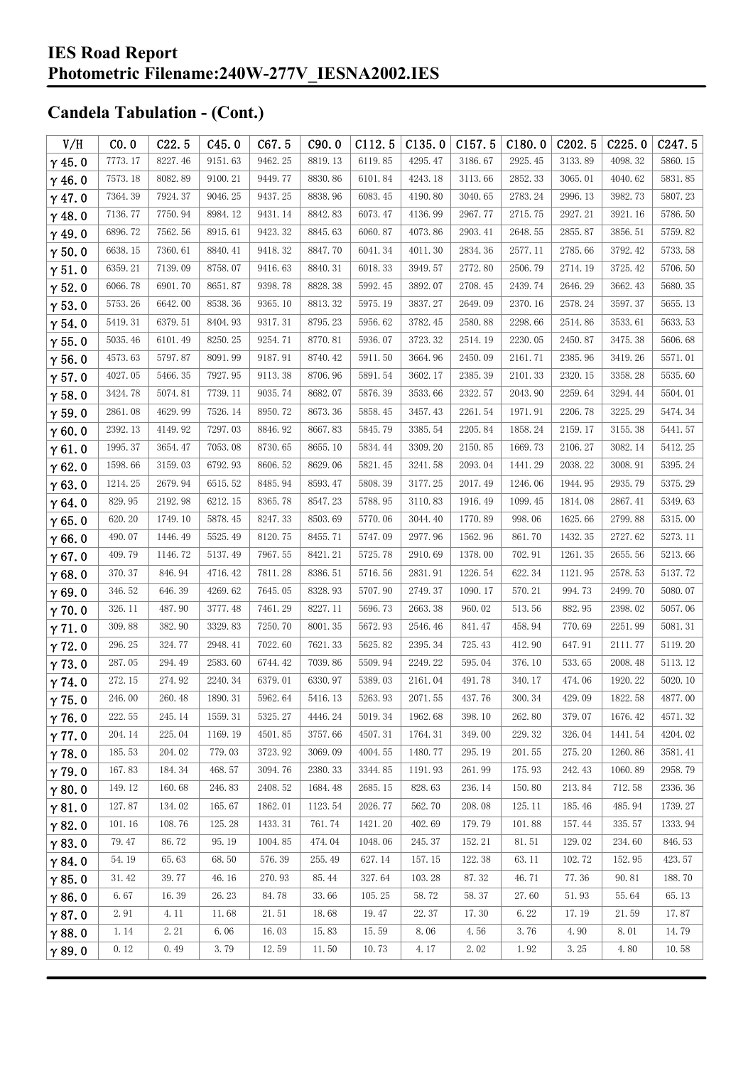# IES Road Report
# Photometric Filename:240W-277V_IESNA2002.IES

## Candela Tabulation - (Cont.)

| V/H | C0.0 | C22.5 | C45.0 | C67.5 | C90.0 | C112.5 | C135.0 | C157.5 | C180.0 | C202.5 | C225.0 | C247.5 |
|---|---|---|---|---|---|---|---|---|---|---|---|---|
| γ 45.0 | 7773.17 | 8227.46 | 9151.63 | 9462.25 | 8819.13 | 6119.85 | 4295.47 | 3186.67 | 2925.45 | 3133.89 | 4098.32 | 5860.15 |
| γ 46.0 | 7573.18 | 8082.89 | 9100.21 | 9449.77 | 8830.86 | 6101.84 | 4243.18 | 3113.66 | 2852.33 | 3065.01 | 4040.62 | 5831.85 |
| γ 47.0 | 7364.39 | 7924.37 | 9046.25 | 9437.25 | 8838.96 | 6083.45 | 4190.80 | 3040.65 | 2783.24 | 2996.13 | 3982.73 | 5807.23 |
| γ 48.0 | 7136.77 | 7750.94 | 8984.12 | 9431.14 | 8842.83 | 6073.47 | 4136.99 | 2967.77 | 2715.75 | 2927.21 | 3921.16 | 5786.50 |
| γ 49.0 | 6896.72 | 7562.56 | 8915.61 | 9423.32 | 8845.63 | 6060.87 | 4073.86 | 2903.41 | 2648.55 | 2855.87 | 3856.51 | 5759.82 |
| γ 50.0 | 6638.15 | 7360.61 | 8840.41 | 9418.32 | 8847.70 | 6041.34 | 4011.30 | 2834.36 | 2577.11 | 2785.66 | 3792.42 | 5733.58 |
| γ 51.0 | 6359.21 | 7139.09 | 8758.07 | 9416.63 | 8840.31 | 6018.33 | 3949.57 | 2772.80 | 2506.79 | 2714.19 | 3725.42 | 5706.50 |
| γ 52.0 | 6066.78 | 6901.70 | 8651.87 | 9398.78 | 8828.38 | 5992.45 | 3892.07 | 2708.45 | 2439.74 | 2646.29 | 3662.43 | 5680.35 |
| γ 53.0 | 5753.26 | 6642.00 | 8538.36 | 9365.10 | 8813.32 | 5975.19 | 3837.27 | 2649.09 | 2370.16 | 2578.24 | 3597.37 | 5655.13 |
| γ 54.0 | 5419.31 | 6379.51 | 8404.93 | 9317.31 | 8795.23 | 5956.62 | 3782.45 | 2580.88 | 2298.66 | 2514.86 | 3533.61 | 5633.53 |
| γ 55.0 | 5035.46 | 6101.49 | 8250.25 | 9254.71 | 8770.81 | 5936.07 | 3723.32 | 2514.19 | 2230.05 | 2450.87 | 3475.38 | 5606.68 |
| γ 56.0 | 4573.63 | 5797.87 | 8091.99 | 9187.91 | 8740.42 | 5911.50 | 3664.96 | 2450.09 | 2161.71 | 2385.96 | 3419.26 | 5571.01 |
| γ 57.0 | 4027.05 | 5466.35 | 7927.95 | 9113.38 | 8706.96 | 5891.54 | 3602.17 | 2385.39 | 2101.33 | 2320.15 | 3358.28 | 5535.60 |
| γ 58.0 | 3424.78 | 5074.81 | 7739.11 | 9035.74 | 8682.07 | 5876.39 | 3533.66 | 2322.57 | 2043.90 | 2259.64 | 3294.44 | 5504.01 |
| γ 59.0 | 2861.08 | 4629.99 | 7526.14 | 8950.72 | 8673.36 | 5858.45 | 3457.43 | 2261.54 | 1971.91 | 2206.78 | 3225.29 | 5474.34 |
| γ 60.0 | 2392.13 | 4149.92 | 7297.03 | 8846.92 | 8667.83 | 5845.79 | 3385.54 | 2205.84 | 1858.24 | 2159.17 | 3155.38 | 5441.57 |
| γ 61.0 | 1995.37 | 3654.47 | 7053.08 | 8730.65 | 8655.10 | 5834.44 | 3309.20 | 2150.85 | 1669.73 | 2106.27 | 3082.14 | 5412.25 |
| γ 62.0 | 1598.66 | 3159.03 | 6792.93 | 8606.52 | 8629.06 | 5821.45 | 3241.58 | 2093.04 | 1441.29 | 2038.22 | 3008.91 | 5395.24 |
| γ 63.0 | 1214.25 | 2679.94 | 6515.52 | 8485.94 | 8593.47 | 5808.39 | 3177.25 | 2017.49 | 1246.06 | 1944.95 | 2935.79 | 5375.29 |
| γ 64.0 | 829.95 | 2192.98 | 6212.15 | 8365.78 | 8547.23 | 5788.95 | 3110.83 | 1916.49 | 1099.45 | 1814.08 | 2867.41 | 5349.63 |
| γ 65.0 | 620.20 | 1749.10 | 5878.45 | 8247.33 | 8503.69 | 5770.06 | 3044.40 | 1770.89 | 998.06 | 1625.66 | 2799.88 | 5315.00 |
| γ 66.0 | 490.07 | 1446.49 | 5525.49 | 8120.75 | 8455.71 | 5747.09 | 2977.96 | 1562.96 | 861.70 | 1432.35 | 2727.62 | 5273.11 |
| γ 67.0 | 409.79 | 1146.72 | 5137.49 | 7967.55 | 8421.21 | 5725.78 | 2910.69 | 1378.00 | 702.91 | 1261.35 | 2655.56 | 5213.66 |
| γ 68.0 | 370.37 | 846.94 | 4716.42 | 7811.28 | 8386.51 | 5716.56 | 2831.91 | 1226.54 | 622.34 | 1121.95 | 2578.53 | 5137.72 |
| γ 69.0 | 346.52 | 646.39 | 4269.62 | 7645.05 | 8328.93 | 5707.90 | 2749.37 | 1090.17 | 570.21 | 994.73 | 2499.70 | 5080.07 |
| γ 70.0 | 326.11 | 487.90 | 3777.48 | 7461.29 | 8227.11 | 5696.73 | 2663.38 | 960.02 | 513.56 | 882.95 | 2398.02 | 5057.06 |
| γ 71.0 | 309.88 | 382.90 | 3329.83 | 7250.70 | 8001.35 | 5672.93 | 2546.46 | 841.47 | 458.94 | 770.69 | 2251.99 | 5081.31 |
| γ 72.0 | 296.25 | 324.77 | 2948.41 | 7022.60 | 7621.33 | 5625.82 | 2395.34 | 725.43 | 412.90 | 647.91 | 2111.77 | 5119.20 |
| γ 73.0 | 287.05 | 294.49 | 2583.60 | 6744.42 | 7039.86 | 5509.94 | 2249.22 | 595.04 | 376.10 | 533.65 | 2008.48 | 5113.12 |
| γ 74.0 | 272.15 | 274.92 | 2240.34 | 6379.01 | 6330.97 | 5389.03 | 2161.04 | 491.78 | 340.17 | 474.06 | 1920.22 | 5020.10 |
| γ 75.0 | 246.00 | 260.48 | 1890.31 | 5962.64 | 5416.13 | 5263.93 | 2071.55 | 437.76 | 300.34 | 429.09 | 1822.58 | 4877.00 |
| γ 76.0 | 222.55 | 245.14 | 1559.31 | 5325.27 | 4446.24 | 5019.34 | 1962.68 | 398.10 | 262.80 | 379.07 | 1676.42 | 4571.32 |
| γ 77.0 | 204.14 | 225.04 | 1169.19 | 4501.85 | 3757.66 | 4507.31 | 1764.31 | 349.00 | 229.32 | 326.04 | 1441.54 | 4204.02 |
| γ 78.0 | 185.53 | 204.02 | 779.03 | 3723.92 | 3069.09 | 4004.55 | 1480.77 | 295.19 | 201.55 | 275.20 | 1260.86 | 3581.41 |
| γ 79.0 | 167.83 | 184.34 | 468.57 | 3094.76 | 2380.33 | 3344.85 | 1191.93 | 261.99 | 175.93 | 242.43 | 1060.89 | 2958.79 |
| γ 80.0 | 149.12 | 160.68 | 246.83 | 2408.52 | 1684.48 | 2685.15 | 828.63 | 236.14 | 150.80 | 213.84 | 712.58 | 2336.36 |
| γ 81.0 | 127.87 | 134.02 | 165.67 | 1862.01 | 1123.54 | 2026.77 | 562.70 | 208.08 | 125.11 | 185.46 | 485.94 | 1739.27 |
| γ 82.0 | 101.16 | 108.76 | 125.28 | 1433.31 | 761.74 | 1421.20 | 402.69 | 179.79 | 101.88 | 157.44 | 335.57 | 1333.94 |
| γ 83.0 | 79.47 | 86.72 | 95.19 | 1004.85 | 474.04 | 1048.06 | 245.37 | 152.21 | 81.51 | 129.02 | 234.60 | 846.53 |
| γ 84.0 | 54.19 | 65.63 | 68.50 | 576.39 | 255.49 | 627.14 | 157.15 | 122.38 | 63.11 | 102.72 | 152.95 | 423.57 |
| γ 85.0 | 31.42 | 39.77 | 46.16 | 270.93 | 85.44 | 327.64 | 103.28 | 87.32 | 46.71 | 77.36 | 90.81 | 188.70 |
| γ 86.0 | 6.67 | 16.39 | 26.23 | 84.78 | 33.66 | 105.25 | 58.72 | 58.37 | 27.60 | 51.93 | 55.64 | 65.13 |
| γ 87.0 | 2.91 | 4.11 | 11.68 | 21.51 | 18.68 | 19.47 | 22.37 | 17.30 | 6.22 | 17.19 | 21.59 | 17.87 |
| γ 88.0 | 1.14 | 2.21 | 6.06 | 16.03 | 15.83 | 15.59 | 8.06 | 4.56 | 3.76 | 4.90 | 8.01 | 14.79 |
| γ 89.0 | 0.12 | 0.49 | 3.79 | 12.59 | 11.50 | 10.73 | 4.17 | 2.02 | 1.92 | 3.25 | 4.80 | 10.58 |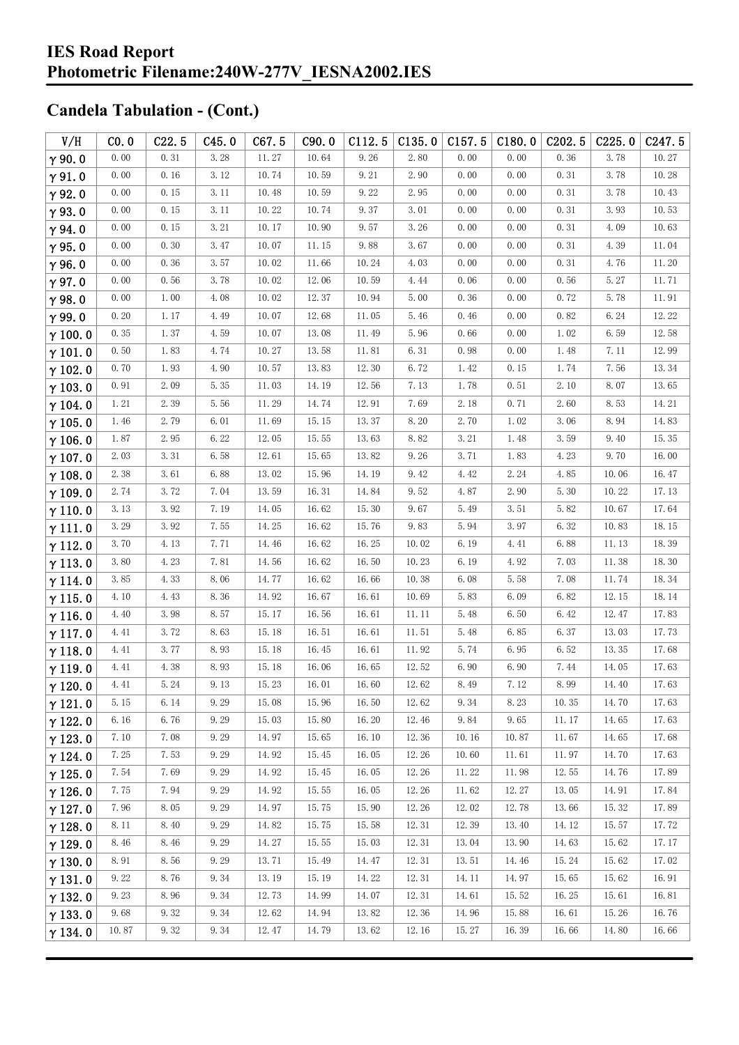## IES Road Report
## Photometric Filename:240W-277V_IESNA2002.IES

## Candela Tabulation - (Cont.)

| V/H | C0.0 | C22.5 | C45.0 | C67.5 | C90.0 | C112.5 | C135.0 | C157.5 | C180.0 | C202.5 | C225.0 | C247.5 |
|---|---|---|---|---|---|---|---|---|---|---|---|---|
| γ90.0 | 0.00 | 0.31 | 3.28 | 11.27 | 10.64 | 9.26 | 2.80 | 0.00 | 0.00 | 0.36 | 3.78 | 10.27 |
| γ91.0 | 0.00 | 0.16 | 3.12 | 10.74 | 10.59 | 9.21 | 2.90 | 0.00 | 0.00 | 0.31 | 3.78 | 10.28 |
| γ92.0 | 0.00 | 0.15 | 3.11 | 10.48 | 10.59 | 9.22 | 2.95 | 0.00 | 0.00 | 0.31 | 3.78 | 10.43 |
| γ93.0 | 0.00 | 0.15 | 3.11 | 10.22 | 10.74 | 9.37 | 3.01 | 0.00 | 0.00 | 0.31 | 3.93 | 10.53 |
| γ94.0 | 0.00 | 0.15 | 3.21 | 10.17 | 10.90 | 9.57 | 3.26 | 0.00 | 0.00 | 0.31 | 4.09 | 10.63 |
| γ95.0 | 0.00 | 0.30 | 3.47 | 10.07 | 11.15 | 9.88 | 3.67 | 0.00 | 0.00 | 0.31 | 4.39 | 11.04 |
| γ96.0 | 0.00 | 0.36 | 3.57 | 10.02 | 11.66 | 10.24 | 4.03 | 0.00 | 0.00 | 0.31 | 4.76 | 11.20 |
| γ97.0 | 0.00 | 0.56 | 3.78 | 10.02 | 12.06 | 10.59 | 4.44 | 0.06 | 0.00 | 0.56 | 5.27 | 11.71 |
| γ98.0 | 0.00 | 1.00 | 4.08 | 10.02 | 12.37 | 10.94 | 5.00 | 0.36 | 0.00 | 0.72 | 5.78 | 11.91 |
| γ99.0 | 0.20 | 1.17 | 4.49 | 10.07 | 12.68 | 11.05 | 5.46 | 0.46 | 0.00 | 0.82 | 6.24 | 12.22 |
| γ100.0 | 0.35 | 1.37 | 4.59 | 10.07 | 13.08 | 11.49 | 5.96 | 0.66 | 0.00 | 1.02 | 6.59 | 12.58 |
| γ101.0 | 0.50 | 1.83 | 4.74 | 10.27 | 13.58 | 11.81 | 6.31 | 0.98 | 0.00 | 1.48 | 7.11 | 12.99 |
| γ102.0 | 0.70 | 1.93 | 4.90 | 10.57 | 13.83 | 12.30 | 6.72 | 1.42 | 0.15 | 1.74 | 7.56 | 13.34 |
| γ103.0 | 0.91 | 2.09 | 5.35 | 11.03 | 14.19 | 12.56 | 7.13 | 1.78 | 0.51 | 2.10 | 8.07 | 13.65 |
| γ104.0 | 1.21 | 2.39 | 5.56 | 11.29 | 14.74 | 12.91 | 7.69 | 2.18 | 0.71 | 2.60 | 8.53 | 14.21 |
| γ105.0 | 1.46 | 2.79 | 6.01 | 11.69 | 15.15 | 13.37 | 8.20 | 2.70 | 1.02 | 3.06 | 8.94 | 14.83 |
| γ106.0 | 1.87 | 2.95 | 6.22 | 12.05 | 15.55 | 13.63 | 8.82 | 3.21 | 1.48 | 3.59 | 9.40 | 15.35 |
| γ107.0 | 2.03 | 3.31 | 6.58 | 12.61 | 15.65 | 13.82 | 9.26 | 3.71 | 1.83 | 4.23 | 9.70 | 16.00 |
| γ108.0 | 2.38 | 3.61 | 6.88 | 13.02 | 15.96 | 14.19 | 9.42 | 4.42 | 2.24 | 4.85 | 10.06 | 16.47 |
| γ109.0 | 2.74 | 3.72 | 7.04 | 13.59 | 16.31 | 14.84 | 9.52 | 4.87 | 2.90 | 5.30 | 10.22 | 17.13 |
| γ110.0 | 3.13 | 3.92 | 7.19 | 14.05 | 16.62 | 15.30 | 9.67 | 5.49 | 3.51 | 5.82 | 10.67 | 17.64 |
| γ111.0 | 3.29 | 3.92 | 7.55 | 14.25 | 16.62 | 15.76 | 9.83 | 5.94 | 3.97 | 6.32 | 10.83 | 18.15 |
| γ112.0 | 3.70 | 4.13 | 7.71 | 14.46 | 16.62 | 16.25 | 10.02 | 6.19 | 4.41 | 6.88 | 11.13 | 18.39 |
| γ113.0 | 3.80 | 4.23 | 7.81 | 14.56 | 16.62 | 16.50 | 10.23 | 6.19 | 4.92 | 7.03 | 11.38 | 18.30 |
| γ114.0 | 3.85 | 4.33 | 8.06 | 14.77 | 16.62 | 16.66 | 10.38 | 6.08 | 5.58 | 7.08 | 11.74 | 18.34 |
| γ115.0 | 4.10 | 4.43 | 8.36 | 14.92 | 16.67 | 16.61 | 10.69 | 5.83 | 6.09 | 6.82 | 12.15 | 18.14 |
| γ116.0 | 4.40 | 3.98 | 8.57 | 15.17 | 16.56 | 16.61 | 11.11 | 5.48 | 6.50 | 6.42 | 12.47 | 17.83 |
| γ117.0 | 4.41 | 3.72 | 8.63 | 15.18 | 16.51 | 16.61 | 11.51 | 5.48 | 6.85 | 6.37 | 13.03 | 17.73 |
| γ118.0 | 4.41 | 3.77 | 8.93 | 15.18 | 16.45 | 16.61 | 11.92 | 5.74 | 6.95 | 6.52 | 13.35 | 17.68 |
| γ119.0 | 4.41 | 4.38 | 8.93 | 15.18 | 16.06 | 16.65 | 12.52 | 6.90 | 6.90 | 7.44 | 14.05 | 17.63 |
| γ120.0 | 4.41 | 5.24 | 9.13 | 15.23 | 16.01 | 16.60 | 12.62 | 8.49 | 7.12 | 8.99 | 14.40 | 17.63 |
| γ121.0 | 5.15 | 6.14 | 9.29 | 15.08 | 15.96 | 16.50 | 12.62 | 9.34 | 8.23 | 10.35 | 14.70 | 17.63 |
| γ122.0 | 6.16 | 6.76 | 9.29 | 15.03 | 15.80 | 16.20 | 12.46 | 9.84 | 9.65 | 11.17 | 14.65 | 17.63 |
| γ123.0 | 7.10 | 7.08 | 9.29 | 14.97 | 15.65 | 16.10 | 12.36 | 10.16 | 10.87 | 11.67 | 14.65 | 17.68 |
| γ124.0 | 7.25 | 7.53 | 9.29 | 14.92 | 15.45 | 16.05 | 12.26 | 10.60 | 11.61 | 11.97 | 14.70 | 17.63 |
| γ125.0 | 7.54 | 7.69 | 9.29 | 14.92 | 15.45 | 16.05 | 12.26 | 11.22 | 11.98 | 12.55 | 14.76 | 17.89 |
| γ126.0 | 7.75 | 7.94 | 9.29 | 14.92 | 15.55 | 16.05 | 12.26 | 11.62 | 12.27 | 13.05 | 14.91 | 17.84 |
| γ127.0 | 7.96 | 8.05 | 9.29 | 14.97 | 15.75 | 15.90 | 12.26 | 12.02 | 12.78 | 13.66 | 15.32 | 17.89 |
| γ128.0 | 8.11 | 8.40 | 9.29 | 14.82 | 15.75 | 15.58 | 12.31 | 12.39 | 13.40 | 14.12 | 15.57 | 17.72 |
| γ129.0 | 8.46 | 8.46 | 9.29 | 14.27 | 15.55 | 15.03 | 12.31 | 13.04 | 13.90 | 14.63 | 15.62 | 17.17 |
| γ130.0 | 8.91 | 8.56 | 9.29 | 13.71 | 15.49 | 14.47 | 12.31 | 13.51 | 14.46 | 15.24 | 15.62 | 17.02 |
| γ131.0 | 9.22 | 8.76 | 9.34 | 13.19 | 15.19 | 14.22 | 12.31 | 14.11 | 14.97 | 15.65 | 15.62 | 16.91 |
| γ132.0 | 9.23 | 8.96 | 9.34 | 12.73 | 14.99 | 14.07 | 12.31 | 14.61 | 15.52 | 16.25 | 15.61 | 16.81 |
| γ133.0 | 9.68 | 9.32 | 9.34 | 12.62 | 14.94 | 13.82 | 12.36 | 14.96 | 15.88 | 16.61 | 15.26 | 16.76 |
| γ134.0 | 10.87 | 9.32 | 9.34 | 12.47 | 14.79 | 13.62 | 12.16 | 15.27 | 16.39 | 16.66 | 14.80 | 16.66 |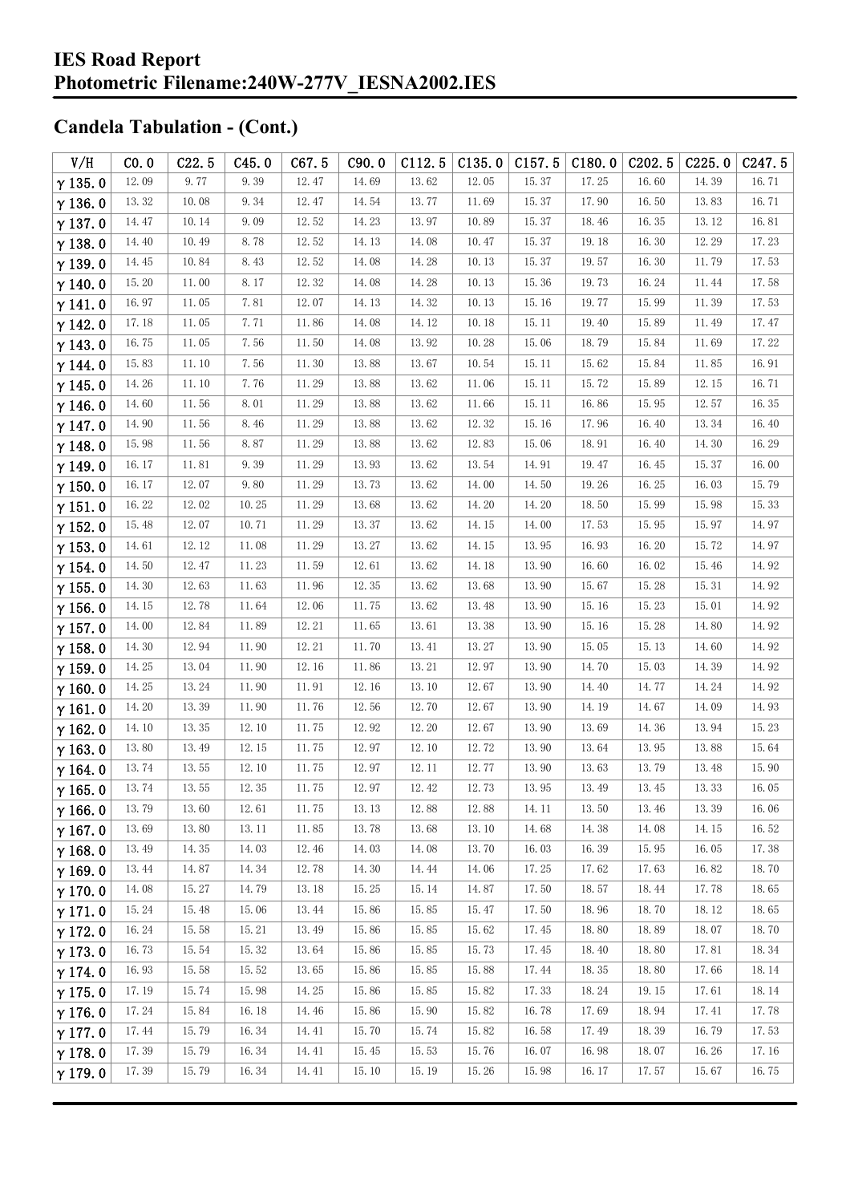## Candela Tabulation - (Cont.)

| V/H | C0.0 | C22.5 | C45.0 | C67.5 | C90.0 | C112.5 | C135.0 | C157.5 | C180.0 | C202.5 | C225.0 | C247.5 |
|---|---|---|---|---|---|---|---|---|---|---|---|---|
| γ 135.0 | 12.09 | 9.77 | 9.39 | 12.47 | 14.69 | 13.62 | 12.05 | 15.37 | 17.25 | 16.60 | 14.39 | 16.71 |
| γ 136.0 | 13.32 | 10.08 | 9.34 | 12.47 | 14.54 | 13.77 | 11.69 | 15.37 | 17.90 | 16.50 | 13.83 | 16.71 |
| γ 137.0 | 14.47 | 10.14 | 9.09 | 12.52 | 14.23 | 13.97 | 10.89 | 15.37 | 18.46 | 16.35 | 13.12 | 16.81 |
| γ 138.0 | 14.40 | 10.49 | 8.78 | 12.52 | 14.13 | 14.08 | 10.47 | 15.37 | 19.18 | 16.30 | 12.29 | 17.23 |
| γ 139.0 | 14.45 | 10.84 | 8.43 | 12.52 | 14.08 | 14.28 | 10.13 | 15.37 | 19.57 | 16.30 | 11.79 | 17.53 |
| γ 140.0 | 15.20 | 11.00 | 8.17 | 12.32 | 14.08 | 14.28 | 10.13 | 15.36 | 19.73 | 16.24 | 11.44 | 17.58 |
| γ 141.0 | 16.97 | 11.05 | 7.81 | 12.07 | 14.13 | 14.32 | 10.13 | 15.16 | 19.77 | 15.99 | 11.39 | 17.53 |
| γ 142.0 | 17.18 | 11.05 | 7.71 | 11.86 | 14.08 | 14.12 | 10.18 | 15.11 | 19.40 | 15.89 | 11.49 | 17.47 |
| γ 143.0 | 16.75 | 11.05 | 7.56 | 11.50 | 14.08 | 13.92 | 10.28 | 15.06 | 18.79 | 15.84 | 11.69 | 17.22 |
| γ 144.0 | 15.83 | 11.10 | 7.56 | 11.30 | 13.88 | 13.67 | 10.54 | 15.11 | 15.62 | 15.84 | 11.85 | 16.91 |
| γ 145.0 | 14.26 | 11.10 | 7.76 | 11.29 | 13.88 | 13.62 | 11.06 | 15.11 | 15.72 | 15.89 | 12.15 | 16.71 |
| γ 146.0 | 14.60 | 11.56 | 8.01 | 11.29 | 13.88 | 13.62 | 11.66 | 15.11 | 16.86 | 15.95 | 12.57 | 16.35 |
| γ 147.0 | 14.90 | 11.56 | 8.46 | 11.29 | 13.88 | 13.62 | 12.32 | 15.16 | 17.96 | 16.40 | 13.34 | 16.40 |
| γ 148.0 | 15.98 | 11.56 | 8.87 | 11.29 | 13.88 | 13.62 | 12.83 | 15.06 | 18.91 | 16.40 | 14.30 | 16.29 |
| γ 149.0 | 16.17 | 11.81 | 9.39 | 11.29 | 13.93 | 13.62 | 13.54 | 14.91 | 19.47 | 16.45 | 15.37 | 16.00 |
| γ 150.0 | 16.17 | 12.07 | 9.80 | 11.29 | 13.73 | 13.62 | 14.00 | 14.50 | 19.26 | 16.25 | 16.03 | 15.79 |
| γ 151.0 | 16.22 | 12.02 | 10.25 | 11.29 | 13.68 | 13.62 | 14.20 | 14.20 | 18.50 | 15.99 | 15.98 | 15.33 |
| γ 152.0 | 15.48 | 12.07 | 10.71 | 11.29 | 13.37 | 13.62 | 14.15 | 14.00 | 17.53 | 15.95 | 15.97 | 14.97 |
| γ 153.0 | 14.61 | 12.12 | 11.08 | 11.29 | 13.27 | 13.62 | 14.15 | 13.95 | 16.93 | 16.20 | 15.72 | 14.97 |
| γ 154.0 | 14.50 | 12.47 | 11.23 | 11.59 | 12.61 | 13.62 | 14.18 | 13.90 | 16.60 | 16.02 | 15.46 | 14.92 |
| γ 155.0 | 14.30 | 12.63 | 11.63 | 11.96 | 12.35 | 13.62 | 13.68 | 13.90 | 15.67 | 15.28 | 15.31 | 14.92 |
| γ 156.0 | 14.15 | 12.78 | 11.64 | 12.06 | 11.75 | 13.62 | 13.48 | 13.90 | 15.16 | 15.23 | 15.01 | 14.92 |
| γ 157.0 | 14.00 | 12.84 | 11.89 | 12.21 | 11.65 | 13.61 | 13.38 | 13.90 | 15.16 | 15.28 | 14.80 | 14.92 |
| γ 158.0 | 14.30 | 12.94 | 11.90 | 12.21 | 11.70 | 13.41 | 13.27 | 13.90 | 15.05 | 15.13 | 14.60 | 14.92 |
| γ 159.0 | 14.25 | 13.04 | 11.90 | 12.16 | 11.86 | 13.21 | 12.97 | 13.90 | 14.70 | 15.03 | 14.39 | 14.92 |
| γ 160.0 | 14.25 | 13.24 | 11.90 | 11.91 | 12.16 | 13.10 | 12.67 | 13.90 | 14.40 | 14.77 | 14.24 | 14.92 |
| γ 161.0 | 14.20 | 13.39 | 11.90 | 11.76 | 12.56 | 12.70 | 12.67 | 13.90 | 14.19 | 14.67 | 14.09 | 14.93 |
| γ 162.0 | 14.10 | 13.35 | 12.10 | 11.75 | 12.92 | 12.20 | 12.67 | 13.90 | 13.69 | 14.36 | 13.94 | 15.23 |
| γ 163.0 | 13.80 | 13.49 | 12.15 | 11.75 | 12.97 | 12.10 | 12.72 | 13.90 | 13.64 | 13.95 | 13.88 | 15.64 |
| γ 164.0 | 13.74 | 13.55 | 12.10 | 11.75 | 12.97 | 12.11 | 12.77 | 13.90 | 13.63 | 13.79 | 13.48 | 15.90 |
| γ 165.0 | 13.74 | 13.55 | 12.35 | 11.75 | 12.97 | 12.42 | 12.73 | 13.95 | 13.49 | 13.45 | 13.33 | 16.05 |
| γ 166.0 | 13.79 | 13.60 | 12.61 | 11.75 | 13.13 | 12.88 | 12.88 | 14.11 | 13.50 | 13.46 | 13.39 | 16.06 |
| γ 167.0 | 13.69 | 13.80 | 13.11 | 11.85 | 13.78 | 13.68 | 13.10 | 14.68 | 14.38 | 14.08 | 14.15 | 16.52 |
| γ 168.0 | 13.49 | 14.35 | 14.03 | 12.46 | 14.03 | 14.08 | 13.70 | 16.03 | 16.39 | 15.95 | 16.05 | 17.38 |
| γ 169.0 | 13.44 | 14.87 | 14.34 | 12.78 | 14.30 | 14.44 | 14.06 | 17.25 | 17.62 | 17.63 | 16.82 | 18.70 |
| γ 170.0 | 14.08 | 15.27 | 14.79 | 13.18 | 15.25 | 15.14 | 14.87 | 17.50 | 18.57 | 18.44 | 17.78 | 18.65 |
| γ 171.0 | 15.24 | 15.48 | 15.06 | 13.44 | 15.86 | 15.85 | 15.47 | 17.50 | 18.96 | 18.70 | 18.12 | 18.65 |
| γ 172.0 | 16.24 | 15.58 | 15.21 | 13.49 | 15.86 | 15.85 | 15.62 | 17.45 | 18.80 | 18.89 | 18.07 | 18.70 |
| γ 173.0 | 16.73 | 15.54 | 15.32 | 13.64 | 15.86 | 15.85 | 15.73 | 17.45 | 18.40 | 18.80 | 17.81 | 18.34 |
| γ 174.0 | 16.93 | 15.58 | 15.52 | 13.65 | 15.86 | 15.85 | 15.88 | 17.44 | 18.35 | 18.80 | 17.66 | 18.14 |
| γ 175.0 | 17.19 | 15.74 | 15.98 | 14.25 | 15.86 | 15.85 | 15.82 | 17.33 | 18.24 | 19.15 | 17.61 | 18.14 |
| γ 176.0 | 17.24 | 15.84 | 16.18 | 14.46 | 15.86 | 15.90 | 15.82 | 16.78 | 17.69 | 18.94 | 17.41 | 17.78 |
| γ 177.0 | 17.44 | 15.79 | 16.34 | 14.41 | 15.70 | 15.74 | 15.82 | 16.58 | 17.49 | 18.39 | 16.79 | 17.53 |
| γ 178.0 | 17.39 | 15.79 | 16.34 | 14.41 | 15.45 | 15.53 | 15.76 | 16.07 | 16.98 | 18.07 | 16.26 | 17.16 |
| γ 179.0 | 17.39 | 15.79 | 16.34 | 14.41 | 15.10 | 15.19 | 15.26 | 15.98 | 16.17 | 17.57 | 15.67 | 16.75 |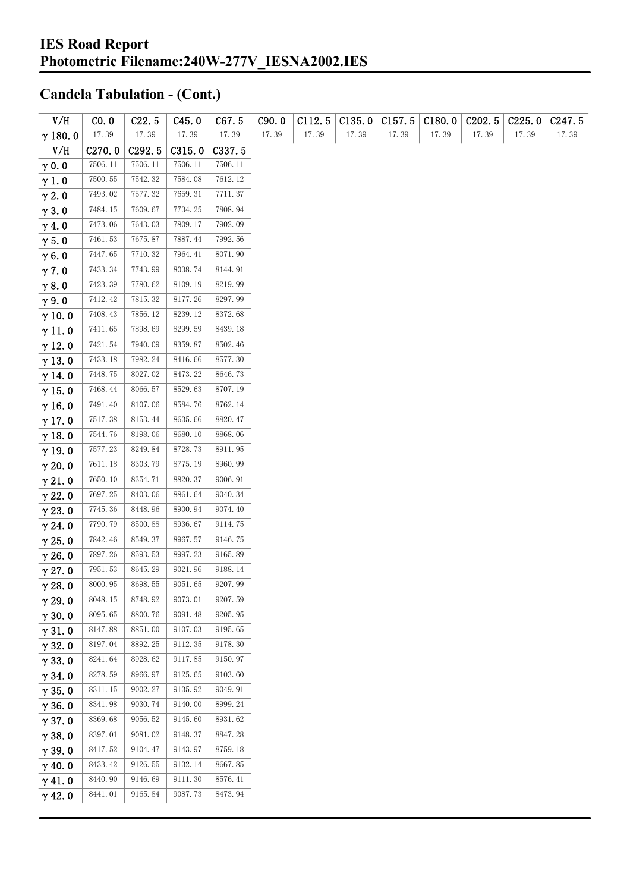## Candela Tabulation - (Cont.)

| V/H | C0.0 | C22.5 | C45.0 | C67.5 | C90.0 | C112.5 | C135.0 | C157.5 | C180.0 | C202.5 | C225.0 | C247.5 |
|---|---|---|---|---|---|---|---|---|---|---|---|---|
| γ180.0 | 17.39 | 17.39 | 17.39 | 17.39 | 17.39 | 17.39 | 17.39 | 17.39 | 17.39 | 17.39 | 17.39 | 17.39 |

| V/H | C270.0 | C292.5 | C315.0 | C337.5 |
|---|---|---|---|---|
| γ0.0 | 7506.11 | 7506.11 | 7506.11 | 7506.11 |
| γ1.0 | 7500.55 | 7542.32 | 7584.08 | 7612.12 |
| γ2.0 | 7493.02 | 7577.32 | 7659.31 | 7711.37 |
| γ3.0 | 7484.15 | 7609.67 | 7734.25 | 7808.94 |
| γ4.0 | 7473.06 | 7643.03 | 7809.17 | 7902.09 |
| γ5.0 | 7461.53 | 7675.87 | 7887.44 | 7992.56 |
| γ6.0 | 7447.65 | 7710.32 | 7964.41 | 8071.90 |
| γ7.0 | 7433.34 | 7743.99 | 8038.74 | 8144.91 |
| γ8.0 | 7423.39 | 7780.62 | 8109.19 | 8219.99 |
| γ9.0 | 7412.42 | 7815.32 | 8177.26 | 8297.99 |
| γ10.0 | 7408.43 | 7856.12 | 8239.12 | 8372.68 |
| γ11.0 | 7411.65 | 7898.69 | 8299.59 | 8439.18 |
| γ12.0 | 7421.54 | 7940.09 | 8359.87 | 8502.46 |
| γ13.0 | 7433.18 | 7982.24 | 8416.66 | 8577.30 |
| γ14.0 | 7448.75 | 8027.02 | 8473.22 | 8646.73 |
| γ15.0 | 7468.44 | 8066.57 | 8529.63 | 8707.19 |
| γ16.0 | 7491.40 | 8107.06 | 8584.76 | 8762.14 |
| γ17.0 | 7517.38 | 8153.44 | 8635.66 | 8820.47 |
| γ18.0 | 7544.76 | 8198.06 | 8680.10 | 8868.06 |
| γ19.0 | 7577.23 | 8249.84 | 8728.73 | 8911.95 |
| γ20.0 | 7611.18 | 8303.79 | 8775.19 | 8960.99 |
| γ21.0 | 7650.10 | 8354.71 | 8820.37 | 9006.91 |
| γ22.0 | 7697.25 | 8403.06 | 8861.64 | 9040.34 |
| γ23.0 | 7745.36 | 8448.96 | 8900.94 | 9074.40 |
| γ24.0 | 7790.79 | 8500.88 | 8936.67 | 9114.75 |
| γ25.0 | 7842.46 | 8549.37 | 8967.57 | 9146.75 |
| γ26.0 | 7897.26 | 8593.53 | 8997.23 | 9165.89 |
| γ27.0 | 7951.53 | 8645.29 | 9021.96 | 9188.14 |
| γ28.0 | 8000.95 | 8698.55 | 9051.65 | 9207.99 |
| γ29.0 | 8048.15 | 8748.92 | 9073.01 | 9207.59 |
| γ30.0 | 8095.65 | 8800.76 | 9091.48 | 9205.95 |
| γ31.0 | 8147.88 | 8851.00 | 9107.03 | 9195.65 |
| γ32.0 | 8197.04 | 8892.25 | 9112.35 | 9178.30 |
| γ33.0 | 8241.64 | 8928.62 | 9117.85 | 9150.97 |
| γ34.0 | 8278.59 | 8966.97 | 9125.65 | 9103.60 |
| γ35.0 | 8311.15 | 9002.27 | 9135.92 | 9049.91 |
| γ36.0 | 8341.98 | 9030.74 | 9140.00 | 8999.24 |
| γ37.0 | 8369.68 | 9056.52 | 9145.60 | 8931.62 |
| γ38.0 | 8397.01 | 9081.02 | 9148.37 | 8847.28 |
| γ39.0 | 8417.52 | 9104.47 | 9143.97 | 8759.18 |
| γ40.0 | 8433.42 | 9126.55 | 9132.14 | 8667.85 |
| γ41.0 | 8440.90 | 9146.69 | 9111.30 | 8576.41 |
| γ42.0 | 8441.01 | 9165.84 | 9087.73 | 8473.94 |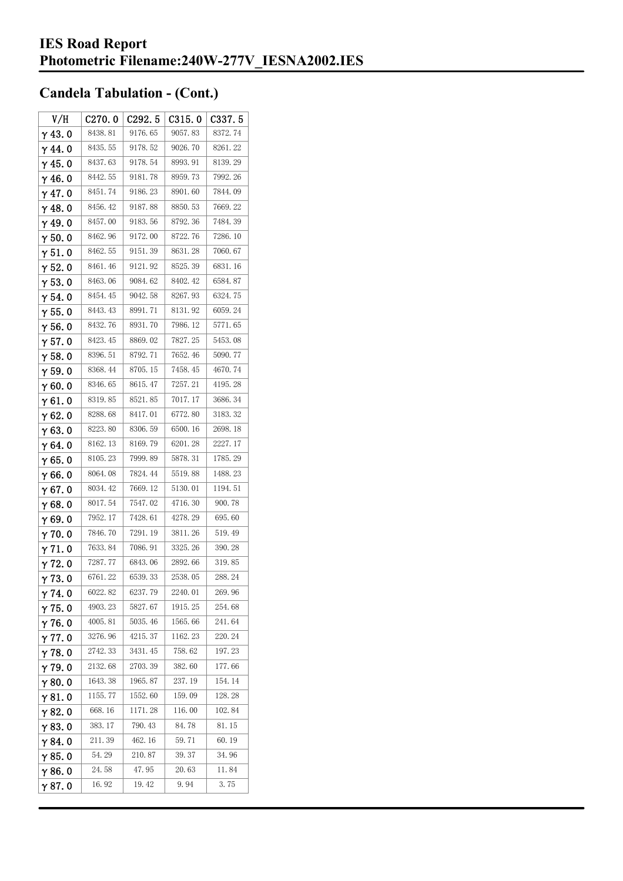**IES Road Report**
**Photometric Filename:240W-277V_IESNA2002.IES**

## Candela Tabulation - (Cont.)

| V/H | C270.0 | C292.5 | C315.0 | C337.5 |
|---|---|---|---|---|
| γ 43.0 | 8438.81 | 9176.65 | 9057.83 | 8372.74 |
| γ 44.0 | 8435.55 | 9178.52 | 9026.70 | 8261.22 |
| γ 45.0 | 8437.63 | 9178.54 | 8993.91 | 8139.29 |
| γ 46.0 | 8442.55 | 9181.78 | 8959.73 | 7992.26 |
| γ 47.0 | 8451.74 | 9186.23 | 8901.60 | 7844.09 |
| γ 48.0 | 8456.42 | 9187.88 | 8850.53 | 7669.22 |
| γ 49.0 | 8457.00 | 9183.56 | 8792.36 | 7484.39 |
| γ 50.0 | 8462.96 | 9172.00 | 8722.76 | 7286.10 |
| γ 51.0 | 8462.55 | 9151.39 | 8631.28 | 7060.67 |
| γ 52.0 | 8461.46 | 9121.92 | 8525.39 | 6831.16 |
| γ 53.0 | 8463.06 | 9084.62 | 8402.42 | 6584.87 |
| γ 54.0 | 8454.45 | 9042.58 | 8267.93 | 6324.75 |
| γ 55.0 | 8443.43 | 8991.71 | 8131.92 | 6059.24 |
| γ 56.0 | 8432.76 | 8931.70 | 7986.12 | 5771.65 |
| γ 57.0 | 8423.45 | 8869.02 | 7827.25 | 5453.08 |
| γ 58.0 | 8396.51 | 8792.71 | 7652.46 | 5090.77 |
| γ 59.0 | 8368.44 | 8705.15 | 7458.45 | 4670.74 |
| γ 60.0 | 8346.65 | 8615.47 | 7257.21 | 4195.28 |
| γ 61.0 | 8319.85 | 8521.85 | 7017.17 | 3686.34 |
| γ 62.0 | 8288.68 | 8417.01 | 6772.80 | 3183.32 |
| γ 63.0 | 8223.80 | 8306.59 | 6500.16 | 2698.18 |
| γ 64.0 | 8162.13 | 8169.79 | 6201.28 | 2227.17 |
| γ 65.0 | 8105.23 | 7999.89 | 5878.31 | 1785.29 |
| γ 66.0 | 8064.08 | 7824.44 | 5519.88 | 1488.23 |
| γ 67.0 | 8034.42 | 7669.12 | 5130.01 | 1194.51 |
| γ 68.0 | 8017.54 | 7547.02 | 4716.30 | 900.78 |
| γ 69.0 | 7952.17 | 7428.61 | 4278.29 | 695.60 |
| γ 70.0 | 7846.70 | 7291.19 | 3811.26 | 519.49 |
| γ 71.0 | 7633.84 | 7086.91 | 3325.26 | 390.28 |
| γ 72.0 | 7287.77 | 6843.06 | 2892.66 | 319.85 |
| γ 73.0 | 6761.22 | 6539.33 | 2538.05 | 288.24 |
| γ 74.0 | 6022.82 | 6237.79 | 2240.01 | 269.96 |
| γ 75.0 | 4903.23 | 5827.67 | 1915.25 | 254.68 |
| γ 76.0 | 4005.81 | 5035.46 | 1565.66 | 241.64 |
| γ 77.0 | 3276.96 | 4215.37 | 1162.23 | 220.24 |
| γ 78.0 | 2742.33 | 3431.45 | 758.62 | 197.23 |
| γ 79.0 | 2132.68 | 2703.39 | 382.60 | 177.66 |
| γ 80.0 | 1643.38 | 1965.87 | 237.19 | 154.14 |
| γ 81.0 | 1155.77 | 1552.60 | 159.09 | 128.28 |
| γ 82.0 | 668.16 | 1171.28 | 116.00 | 102.84 |
| γ 83.0 | 383.17 | 790.43 | 84.78 | 81.15 |
| γ 84.0 | 211.39 | 462.16 | 59.71 | 60.19 |
| γ 85.0 | 54.29 | 210.87 | 39.37 | 34.96 |
| γ 86.0 | 24.58 | 47.95 | 20.63 | 11.84 |
| γ 87.0 | 16.92 | 19.42 | 9.94 | 3.75 |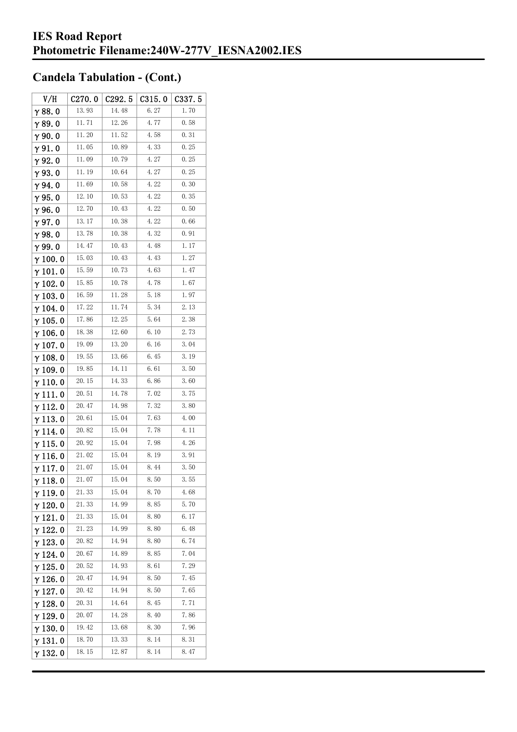# IES Road Report

# Photometric Filename:240W-277V_IESNA2002.IES

## Candela Tabulation - (Cont.)

| V/H | C270.0 | C292.5 | C315.0 | C337.5 |
|---|---|---|---|---|
| γ 88.0 | 13.93 | 14.48 | 6.27 | 1.70 |
| γ 89.0 | 11.71 | 12.26 | 4.77 | 0.58 |
| γ 90.0 | 11.20 | 11.52 | 4.58 | 0.31 |
| γ 91.0 | 11.05 | 10.89 | 4.33 | 0.25 |
| γ 92.0 | 11.09 | 10.79 | 4.27 | 0.25 |
| γ 93.0 | 11.19 | 10.64 | 4.27 | 0.25 |
| γ 94.0 | 11.69 | 10.58 | 4.22 | 0.30 |
| γ 95.0 | 12.10 | 10.53 | 4.22 | 0.35 |
| γ 96.0 | 12.70 | 10.43 | 4.22 | 0.50 |
| γ 97.0 | 13.17 | 10.38 | 4.22 | 0.66 |
| γ 98.0 | 13.78 | 10.38 | 4.32 | 0.91 |
| γ 99.0 | 14.47 | 10.43 | 4.48 | 1.17 |
| γ 100.0 | 15.03 | 10.43 | 4.43 | 1.27 |
| γ 101.0 | 15.59 | 10.73 | 4.63 | 1.47 |
| γ 102.0 | 15.85 | 10.78 | 4.78 | 1.67 |
| γ 103.0 | 16.59 | 11.28 | 5.18 | 1.97 |
| γ 104.0 | 17.22 | 11.74 | 5.34 | 2.13 |
| γ 105.0 | 17.86 | 12.25 | 5.64 | 2.38 |
| γ 106.0 | 18.38 | 12.60 | 6.10 | 2.73 |
| γ 107.0 | 19.09 | 13.20 | 6.16 | 3.04 |
| γ 108.0 | 19.55 | 13.66 | 6.45 | 3.19 |
| γ 109.0 | 19.85 | 14.11 | 6.61 | 3.50 |
| γ 110.0 | 20.15 | 14.33 | 6.86 | 3.60 |
| γ 111.0 | 20.51 | 14.78 | 7.02 | 3.75 |
| γ 112.0 | 20.47 | 14.98 | 7.32 | 3.80 |
| γ 113.0 | 20.61 | 15.04 | 7.63 | 4.00 |
| γ 114.0 | 20.82 | 15.04 | 7.78 | 4.11 |
| γ 115.0 | 20.92 | 15.04 | 7.98 | 4.26 |
| γ 116.0 | 21.02 | 15.04 | 8.19 | 3.91 |
| γ 117.0 | 21.07 | 15.04 | 8.44 | 3.50 |
| γ 118.0 | 21.07 | 15.04 | 8.50 | 3.55 |
| γ 119.0 | 21.33 | 15.04 | 8.70 | 4.68 |
| γ 120.0 | 21.33 | 14.99 | 8.85 | 5.70 |
| γ 121.0 | 21.33 | 15.04 | 8.80 | 6.17 |
| γ 122.0 | 21.23 | 14.99 | 8.80 | 6.48 |
| γ 123.0 | 20.82 | 14.94 | 8.80 | 6.74 |
| γ 124.0 | 20.67 | 14.89 | 8.85 | 7.04 |
| γ 125.0 | 20.52 | 14.93 | 8.61 | 7.29 |
| γ 126.0 | 20.47 | 14.94 | 8.50 | 7.45 |
| γ 127.0 | 20.42 | 14.94 | 8.50 | 7.65 |
| γ 128.0 | 20.31 | 14.64 | 8.45 | 7.71 |
| γ 129.0 | 20.07 | 14.28 | 8.40 | 7.86 |
| γ 130.0 | 19.42 | 13.68 | 8.30 | 7.96 |
| γ 131.0 | 18.70 | 13.33 | 8.14 | 8.31 |
| γ 132.0 | 18.15 | 12.87 | 8.14 | 8.47 |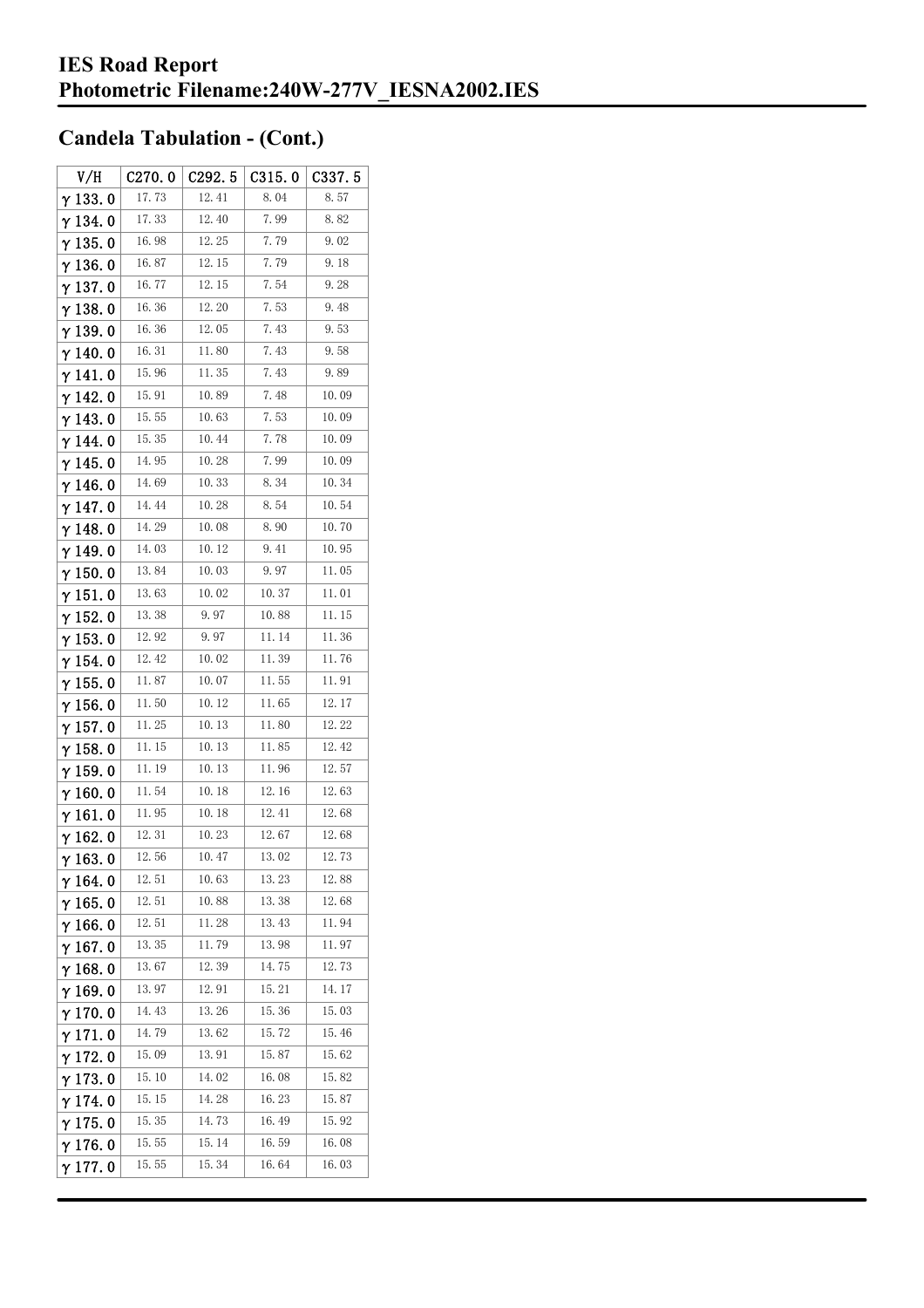## Candela Tabulation - (Cont.)

| V/H | C270.0 | C292.5 | C315.0 | C337.5 |
|---|---|---|---|---|
| γ 133.0 | 17.73 | 12.41 | 8.04 | 8.57 |
| γ 134.0 | 17.33 | 12.40 | 7.99 | 8.82 |
| γ 135.0 | 16.98 | 12.25 | 7.79 | 9.02 |
| γ 136.0 | 16.87 | 12.15 | 7.79 | 9.18 |
| γ 137.0 | 16.77 | 12.15 | 7.54 | 9.28 |
| γ 138.0 | 16.36 | 12.20 | 7.53 | 9.48 |
| γ 139.0 | 16.36 | 12.05 | 7.43 | 9.53 |
| γ 140.0 | 16.31 | 11.80 | 7.43 | 9.58 |
| γ 141.0 | 15.96 | 11.35 | 7.43 | 9.89 |
| γ 142.0 | 15.91 | 10.89 | 7.48 | 10.09 |
| γ 143.0 | 15.55 | 10.63 | 7.53 | 10.09 |
| γ 144.0 | 15.35 | 10.44 | 7.78 | 10.09 |
| γ 145.0 | 14.95 | 10.28 | 7.99 | 10.09 |
| γ 146.0 | 14.69 | 10.33 | 8.34 | 10.34 |
| γ 147.0 | 14.44 | 10.28 | 8.54 | 10.54 |
| γ 148.0 | 14.29 | 10.08 | 8.90 | 10.70 |
| γ 149.0 | 14.03 | 10.12 | 9.41 | 10.95 |
| γ 150.0 | 13.84 | 10.03 | 9.97 | 11.05 |
| γ 151.0 | 13.63 | 10.02 | 10.37 | 11.01 |
| γ 152.0 | 13.38 | 9.97 | 10.88 | 11.15 |
| γ 153.0 | 12.92 | 9.97 | 11.14 | 11.36 |
| γ 154.0 | 12.42 | 10.02 | 11.39 | 11.76 |
| γ 155.0 | 11.87 | 10.07 | 11.55 | 11.91 |
| γ 156.0 | 11.50 | 10.12 | 11.65 | 12.17 |
| γ 157.0 | 11.25 | 10.13 | 11.80 | 12.22 |
| γ 158.0 | 11.15 | 10.13 | 11.85 | 12.42 |
| γ 159.0 | 11.19 | 10.13 | 11.96 | 12.57 |
| γ 160.0 | 11.54 | 10.18 | 12.16 | 12.63 |
| γ 161.0 | 11.95 | 10.18 | 12.41 | 12.68 |
| γ 162.0 | 12.31 | 10.23 | 12.67 | 12.68 |
| γ 163.0 | 12.56 | 10.47 | 13.02 | 12.73 |
| γ 164.0 | 12.51 | 10.63 | 13.23 | 12.88 |
| γ 165.0 | 12.51 | 10.88 | 13.38 | 12.68 |
| γ 166.0 | 12.51 | 11.28 | 13.43 | 11.94 |
| γ 167.0 | 13.35 | 11.79 | 13.98 | 11.97 |
| γ 168.0 | 13.67 | 12.39 | 14.75 | 12.73 |
| γ 169.0 | 13.97 | 12.91 | 15.21 | 14.17 |
| γ 170.0 | 14.43 | 13.26 | 15.36 | 15.03 |
| γ 171.0 | 14.79 | 13.62 | 15.72 | 15.46 |
| γ 172.0 | 15.09 | 13.91 | 15.87 | 15.62 |
| γ 173.0 | 15.10 | 14.02 | 16.08 | 15.82 |
| γ 174.0 | 15.15 | 14.28 | 16.23 | 15.87 |
| γ 175.0 | 15.35 | 14.73 | 16.49 | 15.92 |
| γ 176.0 | 15.55 | 15.14 | 16.59 | 16.08 |
| γ 177.0 | 15.55 | 15.34 | 16.64 | 16.03 |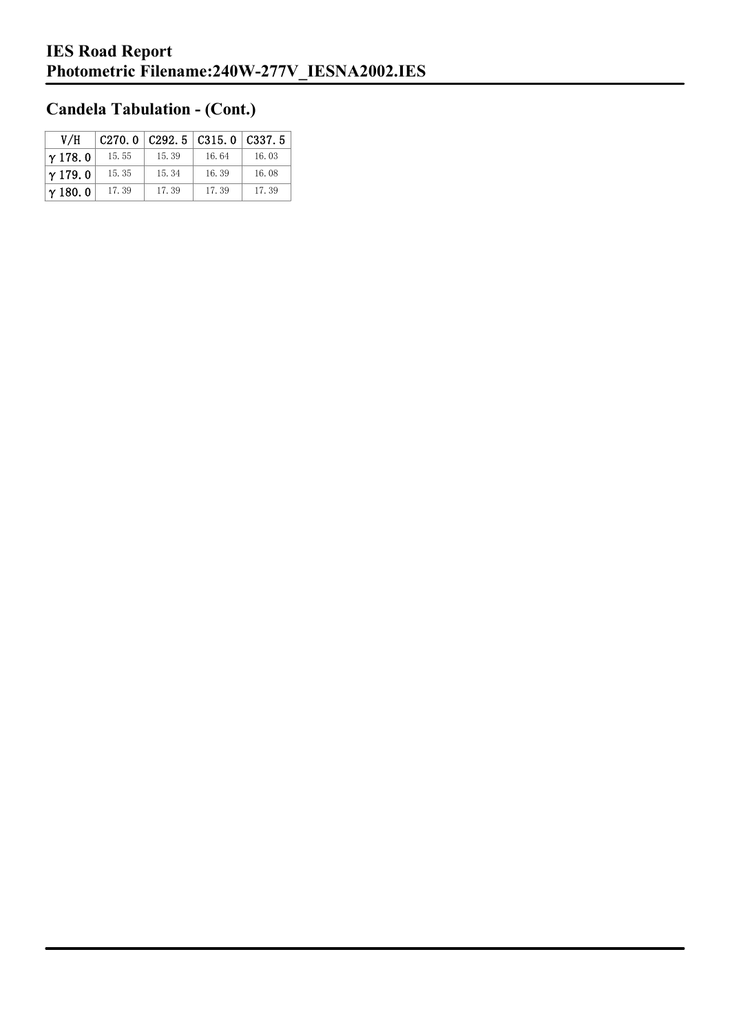## Candela Tabulation - (Cont.)

| V/H | C270.0 | C292.5 | C315.0 | C337.5 |
|---|---|---|---|---|
| γ 178.0 | 15.55 | 15.39 | 16.64 | 16.03 |
| γ 179.0 | 15.35 | 15.34 | 16.39 | 16.08 |
| γ 180.0 | 17.39 | 17.39 | 17.39 | 17.39 |